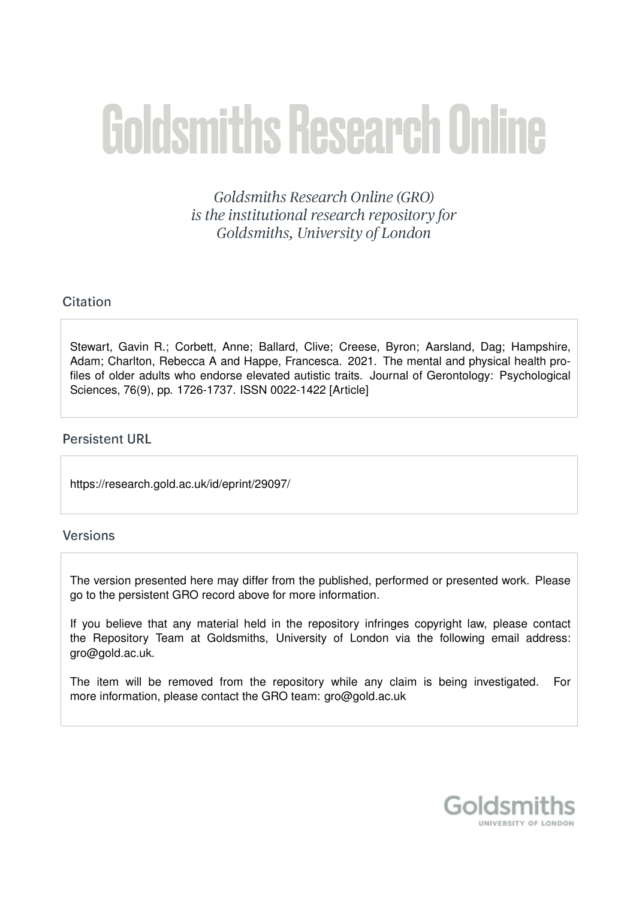# Goldsmiths Research Online

*Goldsmiths Research Online (GRO) is the institutional research repository for Goldsmiths, University of London*

## Citation

Stewart, Gavin R.; Corbett, Anne; Ballard, Clive; Creese, Byron; Aarsland, Dag; Hampshire, Adam; Charlton, Rebecca A and Happe, Francesca. 2021. The mental and physical health profiles of older adults who endorse elevated autistic traits. Journal of Gerontology: Psychological Sciences, 76(9), pp. 1726-1737. ISSN 0022-1422 [Article]

## Persistent URL

https://research.gold.ac.uk/id/eprint/29097/

## Versions

The version presented here may differ from the published, performed or presented work. Please go to the persistent GRO record above for more information.

If you believe that any material held in the repository infringes copyright law, please contact the Repository Team at Goldsmiths, University of London via the following email address: gro@gold.ac.uk.

The item will be removed from the repository while any claim is being investigated. For more information, please contact the GRO team: gro@gold.ac.uk

Goldsmiths
UNIVERSITY OF LONDON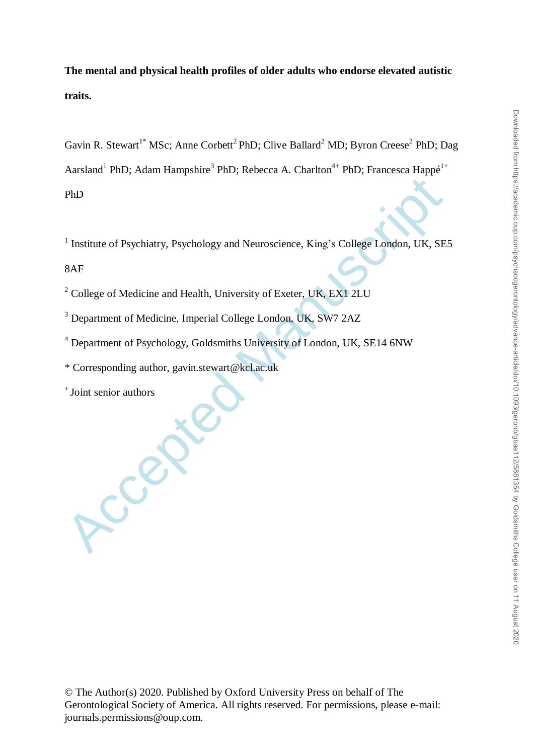**The mental and physical health profiles of older adults who endorse elevated autistic traits.**

Gavin R. Stewart[1*] MSc; Anne Corbett[2] PhD; Clive Ballard[2] MD; Byron Creese[2] PhD; Dag Aarsland[1] PhD; Adam Hampshire[3] PhD; Rebecca A. Charlton[4+] PhD; Francesca Happé[1+] PhD

[1] Institute of Psychiatry, Psychology and Neuroscience, King's College London, UK, SE5 8AF

[2] College of Medicine and Health, University of Exeter, UK, EX1 2LU

[3] Department of Medicine, Imperial College London, UK, SW7 2AZ

[4] Department of Psychology, Goldsmiths University of London, UK, SE14 6NW

* Corresponding author, gavin.stewart@kcl.ac.uk

[+] Joint senior authors

© The Author(s) 2020. Published by Oxford University Press on behalf of The Gerontological Society of America. All rights reserved. For permissions, please e-mail: journals.permissions@oup.com.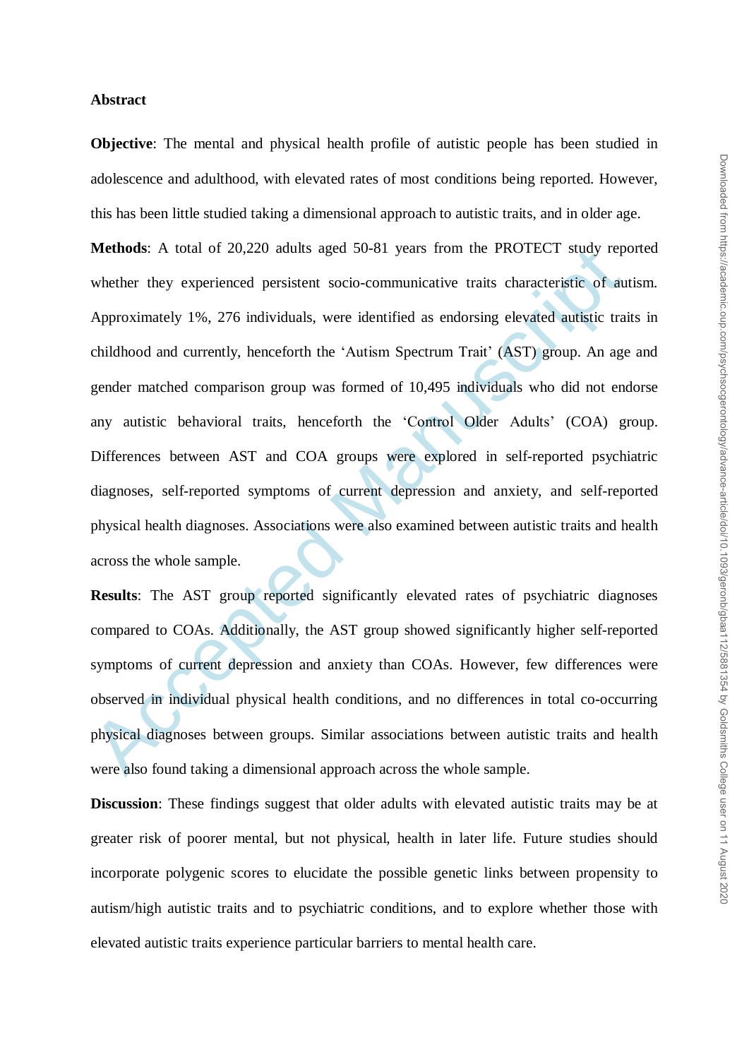**Abstract**

**Objective**: The mental and physical health profile of autistic people has been studied in adolescence and adulthood, with elevated rates of most conditions being reported. However, this has been little studied taking a dimensional approach to autistic traits, and in older age.

**Methods**: A total of 20,220 adults aged 50-81 years from the PROTECT study reported whether they experienced persistent socio-communicative traits characteristic of autism. Approximately 1%, 276 individuals, were identified as endorsing elevated autistic traits in childhood and currently, henceforth the 'Autism Spectrum Trait' (AST) group. An age and gender matched comparison group was formed of 10,495 individuals who did not endorse any autistic behavioral traits, henceforth the 'Control Older Adults' (COA) group. Differences between AST and COA groups were explored in self-reported psychiatric diagnoses, self-reported symptoms of current depression and anxiety, and self-reported physical health diagnoses. Associations were also examined between autistic traits and health across the whole sample.

**Results**: The AST group reported significantly elevated rates of psychiatric diagnoses compared to COAs. Additionally, the AST group showed significantly higher self-reported symptoms of current depression and anxiety than COAs. However, few differences were observed in individual physical health conditions, and no differences in total co-occurring physical diagnoses between groups. Similar associations between autistic traits and health were also found taking a dimensional approach across the whole sample.

**Discussion**: These findings suggest that older adults with elevated autistic traits may be at greater risk of poorer mental, but not physical, health in later life. Future studies should incorporate polygenic scores to elucidate the possible genetic links between propensity to autism/high autistic traits and to psychiatric conditions, and to explore whether those with elevated autistic traits experience particular barriers to mental health care.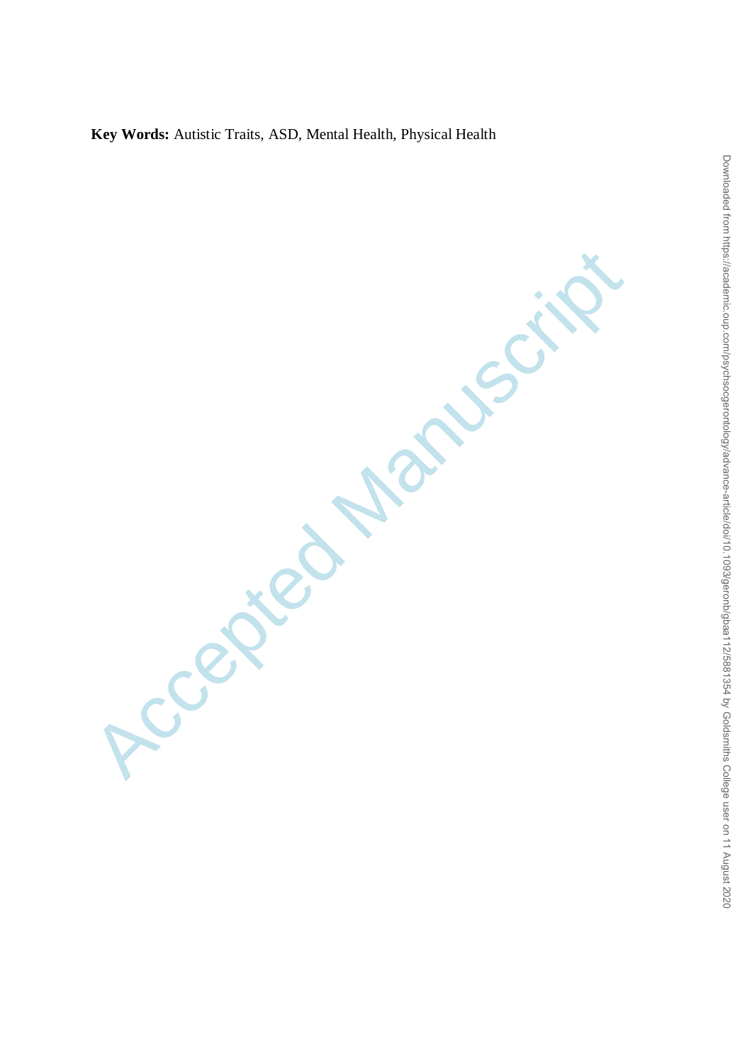**Key Words:** Autistic Traits, ASD, Mental Health, Physical Health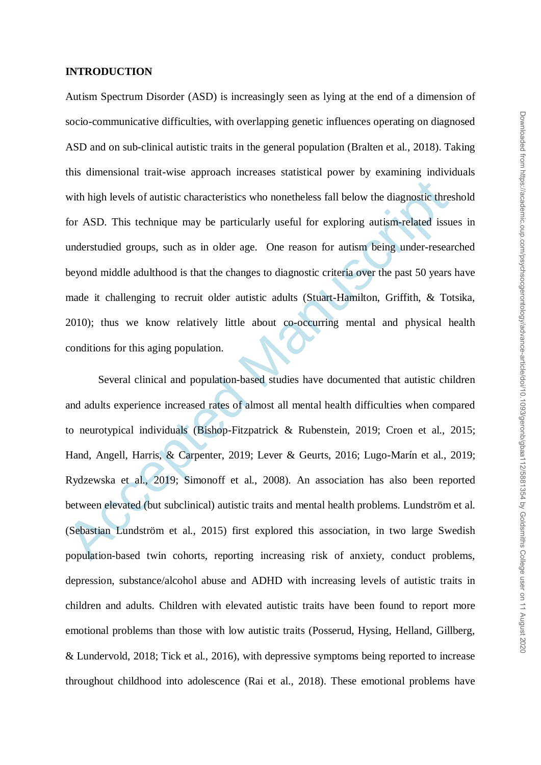**INTRODUCTION**

Autism Spectrum Disorder (ASD) is increasingly seen as lying at the end of a dimension of socio-communicative difficulties, with overlapping genetic influences operating on diagnosed ASD and on sub-clinical autistic traits in the general population (Bralten et al., 2018). Taking this dimensional trait-wise approach increases statistical power by examining individuals with high levels of autistic characteristics who nonetheless fall below the diagnostic threshold for ASD. This technique may be particularly useful for exploring autism-related issues in understudied groups, such as in older age. One reason for autism being under-researched beyond middle adulthood is that the changes to diagnostic criteria over the past 50 years have made it challenging to recruit older autistic adults (Stuart-Hamilton, Griffith, & Totsika, 2010); thus we know relatively little about co-occurring mental and physical health conditions for this aging population.

Several clinical and population-based studies have documented that autistic children and adults experience increased rates of almost all mental health difficulties when compared to neurotypical individuals (Bishop-Fitzpatrick & Rubenstein, 2019; Croen et al., 2015; Hand, Angell, Harris, & Carpenter, 2019; Lever & Geurts, 2016; Lugo-Marín et al., 2019; Rydzewska et al., 2019; Simonoff et al., 2008). An association has also been reported between elevated (but subclinical) autistic traits and mental health problems. Lundström et al. (Sebastian Lundström et al., 2015) first explored this association, in two large Swedish population-based twin cohorts, reporting increasing risk of anxiety, conduct problems, depression, substance/alcohol abuse and ADHD with increasing levels of autistic traits in children and adults. Children with elevated autistic traits have been found to report more emotional problems than those with low autistic traits (Posserud, Hysing, Helland, Gillberg, & Lundervold, 2018; Tick et al., 2016), with depressive symptoms being reported to increase throughout childhood into adolescence (Rai et al., 2018). These emotional problems have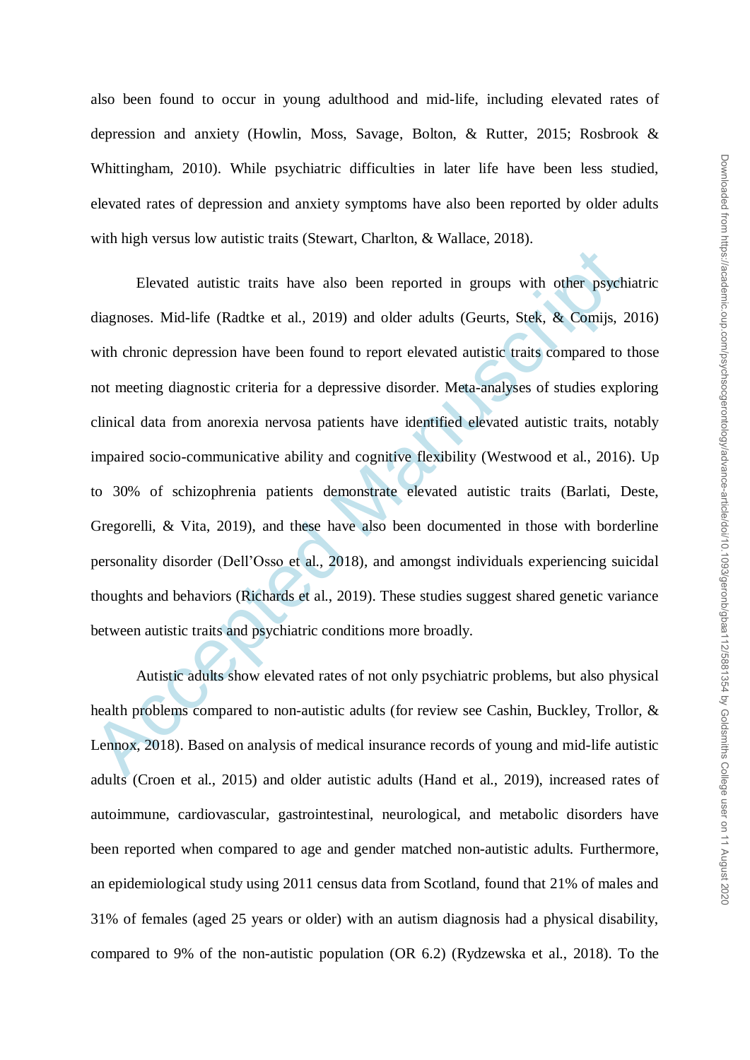also been found to occur in young adulthood and mid-life, including elevated rates of depression and anxiety (Howlin, Moss, Savage, Bolton, & Rutter, 2015; Rosbrook & Whittingham, 2010). While psychiatric difficulties in later life have been less studied, elevated rates of depression and anxiety symptoms have also been reported by older adults with high versus low autistic traits (Stewart, Charlton, & Wallace, 2018).

Elevated autistic traits have also been reported in groups with other psychiatric diagnoses. Mid-life (Radtke et al., 2019) and older adults (Geurts, Stek, & Comijs, 2016) with chronic depression have been found to report elevated autistic traits compared to those not meeting diagnostic criteria for a depressive disorder. Meta-analyses of studies exploring clinical data from anorexia nervosa patients have identified elevated autistic traits, notably impaired socio-communicative ability and cognitive flexibility (Westwood et al., 2016). Up to 30% of schizophrenia patients demonstrate elevated autistic traits (Barlati, Deste, Gregorelli, & Vita, 2019), and these have also been documented in those with borderline personality disorder (Dell'Osso et al., 2018), and amongst individuals experiencing suicidal thoughts and behaviors (Richards et al., 2019). These studies suggest shared genetic variance between autistic traits and psychiatric conditions more broadly.

Autistic adults show elevated rates of not only psychiatric problems, but also physical health problems compared to non-autistic adults (for review see Cashin, Buckley, Trollor, & Lennox, 2018). Based on analysis of medical insurance records of young and mid-life autistic adults (Croen et al., 2015) and older autistic adults (Hand et al., 2019), increased rates of autoimmune, cardiovascular, gastrointestinal, neurological, and metabolic disorders have been reported when compared to age and gender matched non-autistic adults. Furthermore, an epidemiological study using 2011 census data from Scotland, found that 21% of males and 31% of females (aged 25 years or older) with an autism diagnosis had a physical disability, compared to 9% of the non-autistic population (OR 6.2) (Rydzewska et al., 2018). To the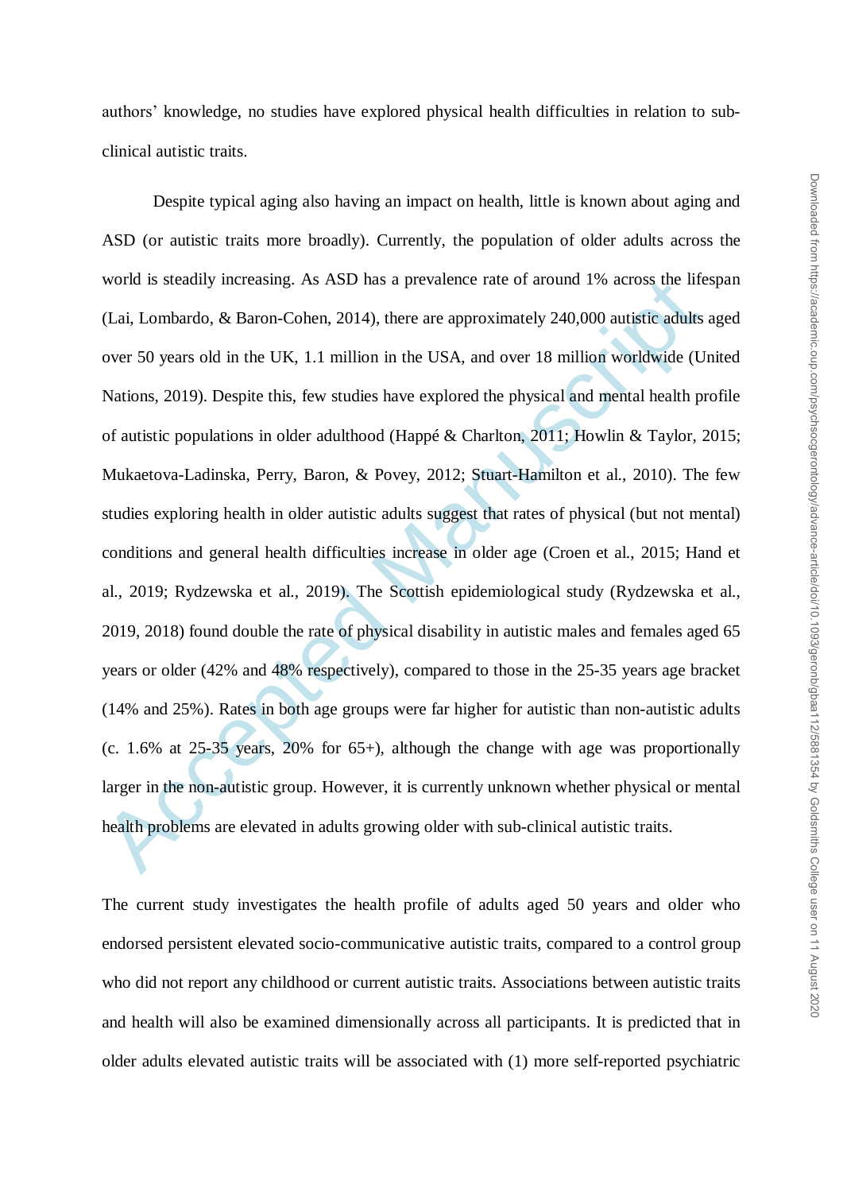authors' knowledge, no studies have explored physical health difficulties in relation to sub-clinical autistic traits.

Despite typical aging also having an impact on health, little is known about aging and ASD (or autistic traits more broadly). Currently, the population of older adults across the world is steadily increasing. As ASD has a prevalence rate of around 1% across the lifespan (Lai, Lombardo, & Baron-Cohen, 2014), there are approximately 240,000 autistic adults aged over 50 years old in the UK, 1.1 million in the USA, and over 18 million worldwide (United Nations, 2019). Despite this, few studies have explored the physical and mental health profile of autistic populations in older adulthood (Happé & Charlton, 2011; Howlin & Taylor, 2015; Mukaetova-Ladinska, Perry, Baron, & Povey, 2012; Stuart-Hamilton et al., 2010). The few studies exploring health in older autistic adults suggest that rates of physical (but not mental) conditions and general health difficulties increase in older age (Croen et al., 2015; Hand et al., 2019; Rydzewska et al., 2019). The Scottish epidemiological study (Rydzewska et al., 2019, 2018) found double the rate of physical disability in autistic males and females aged 65 years or older (42% and 48% respectively), compared to those in the 25-35 years age bracket (14% and 25%). Rates in both age groups were far higher for autistic than non-autistic adults (c. 1.6% at 25-35 years, 20% for 65+), although the change with age was proportionally larger in the non-autistic group. However, it is currently unknown whether physical or mental health problems are elevated in adults growing older with sub-clinical autistic traits.

The current study investigates the health profile of adults aged 50 years and older who endorsed persistent elevated socio-communicative autistic traits, compared to a control group who did not report any childhood or current autistic traits. Associations between autistic traits and health will also be examined dimensionally across all participants. It is predicted that in older adults elevated autistic traits will be associated with (1) more self-reported psychiatric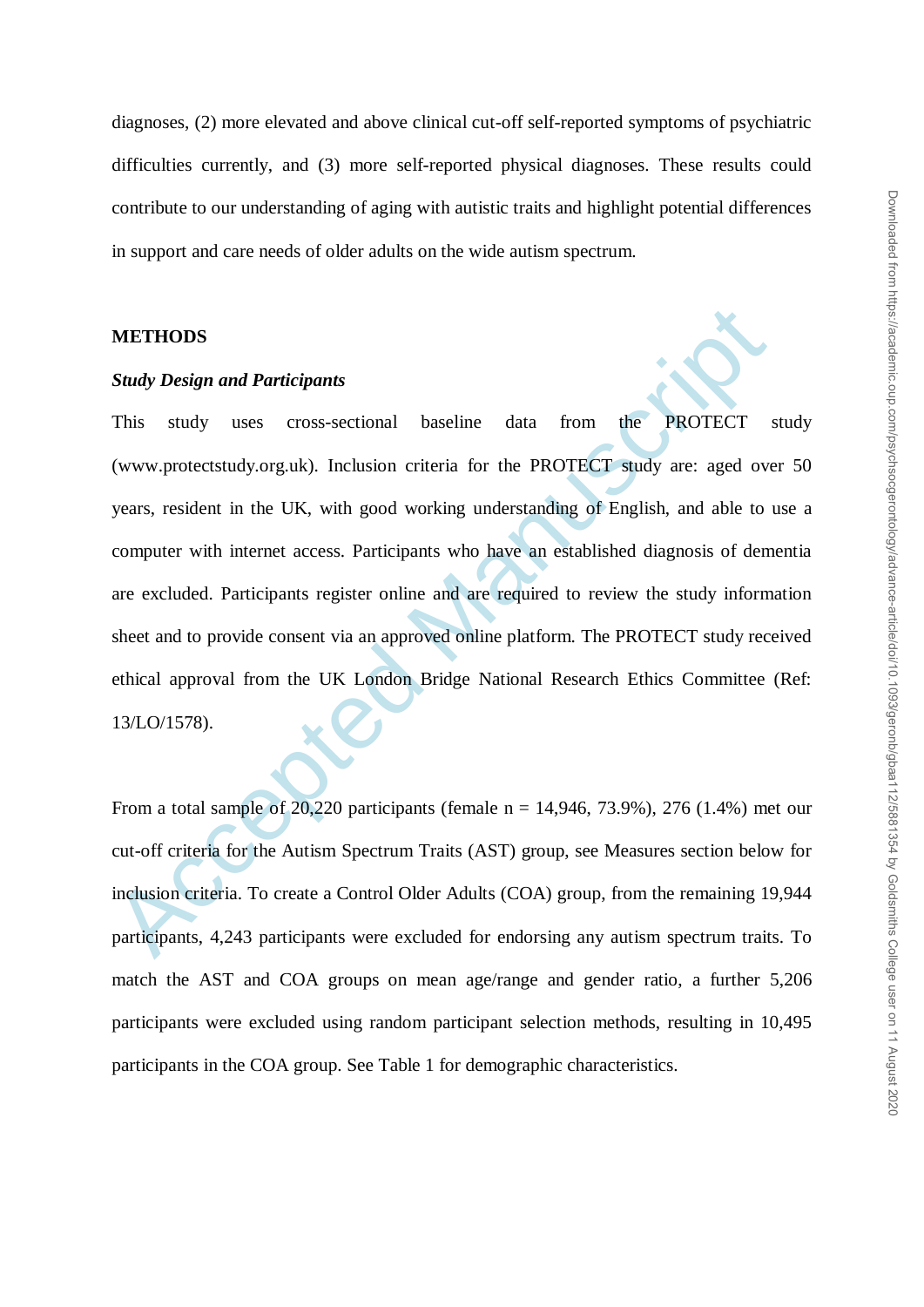diagnoses, (2) more elevated and above clinical cut-off self-reported symptoms of psychiatric difficulties currently, and (3) more self-reported physical diagnoses. These results could contribute to our understanding of aging with autistic traits and highlight potential differences in support and care needs of older adults on the wide autism spectrum.

## METHODS

### *Study Design and Participants*

This study uses cross-sectional baseline data from the PROTECT study (www.protectstudy.org.uk). Inclusion criteria for the PROTECT study are: aged over 50 years, resident in the UK, with good working understanding of English, and able to use a computer with internet access. Participants who have an established diagnosis of dementia are excluded. Participants register online and are required to review the study information sheet and to provide consent via an approved online platform. The PROTECT study received ethical approval from the UK London Bridge National Research Ethics Committee (Ref: 13/LO/1578).

From a total sample of 20,220 participants (female n = 14,946, 73.9%), 276 (1.4%) met our cut-off criteria for the Autism Spectrum Traits (AST) group, see Measures section below for inclusion criteria. To create a Control Older Adults (COA) group, from the remaining 19,944 participants, 4,243 participants were excluded for endorsing any autism spectrum traits. To match the AST and COA groups on mean age/range and gender ratio, a further 5,206 participants were excluded using random participant selection methods, resulting in 10,495 participants in the COA group. See Table 1 for demographic characteristics.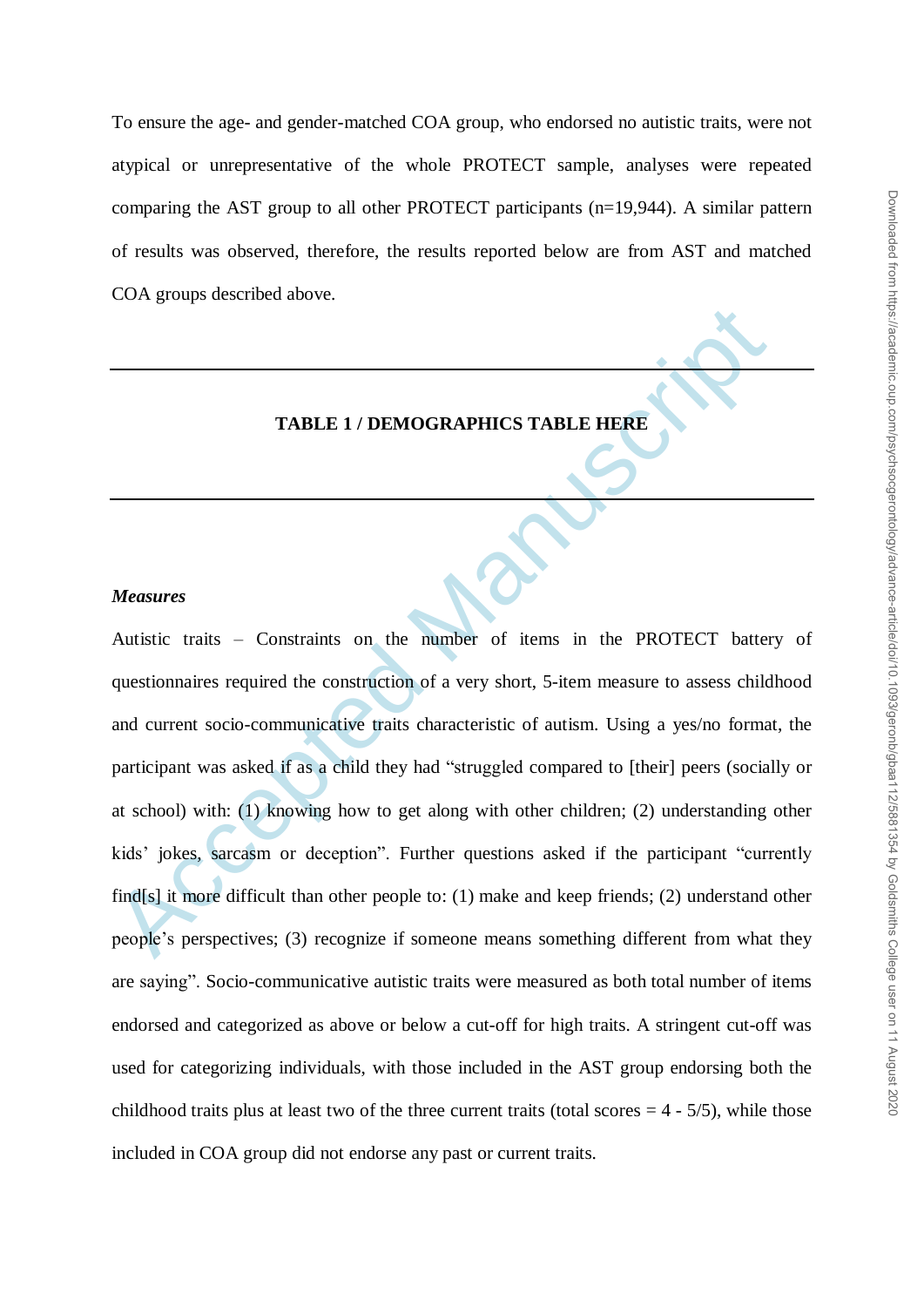To ensure the age- and gender-matched COA group, who endorsed no autistic traits, were not atypical or unrepresentative of the whole PROTECT sample, analyses were repeated comparing the AST group to all other PROTECT participants (n=19,944). A similar pattern of results was observed, therefore, the results reported below are from AST and matched COA groups described above.

---

**TABLE 1 / DEMOGRAPHICS TABLE HERE**

---

***Measures***

Autistic traits – Constraints on the number of items in the PROTECT battery of questionnaires required the construction of a very short, 5-item measure to assess childhood and current socio-communicative traits characteristic of autism. Using a yes/no format, the participant was asked if as a child they had "struggled compared to [their] peers (socially or at school) with: (1) knowing how to get along with other children; (2) understanding other kids' jokes, sarcasm or deception". Further questions asked if the participant "currently find[s] it more difficult than other people to: (1) make and keep friends; (2) understand other people's perspectives; (3) recognize if someone means something different from what they are saying". Socio-communicative autistic traits were measured as both total number of items endorsed and categorized as above or below a cut-off for high traits. A stringent cut-off was used for categorizing individuals, with those included in the AST group endorsing both the childhood traits plus at least two of the three current traits (total scores = 4 - 5/5), while those included in COA group did not endorse any past or current traits.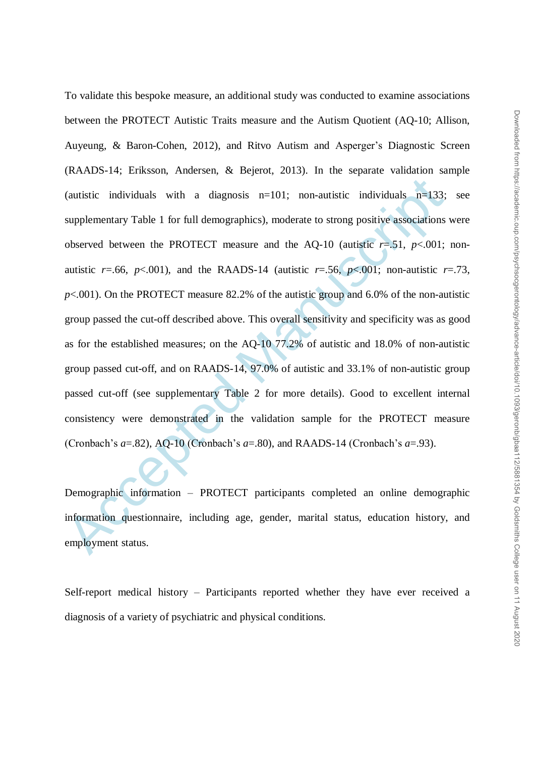To validate this bespoke measure, an additional study was conducted to examine associations between the PROTECT Autistic Traits measure and the Autism Quotient (AQ-10; Allison, Auyeung, & Baron-Cohen, 2012), and Ritvo Autism and Asperger's Diagnostic Screen (RAADS-14; Eriksson, Andersen, & Bejerot, 2013). In the separate validation sample (autistic individuals with a diagnosis n=101; non-autistic individuals n=133; see supplementary Table 1 for full demographics), moderate to strong positive associations were observed between the PROTECT measure and the AQ-10 (autistic $r$=.51, $p$<.001; non-autistic $r$=.66, $p$<.001), and the RAADS-14 (autistic $r$=.56, $p$<.001; non-autistic $r$=.73, $p$<.001). On the PROTECT measure 82.2% of the autistic group and 6.0% of the non-autistic group passed the cut-off described above. This overall sensitivity and specificity was as good as for the established measures; on the AQ-10 77.2% of autistic and 18.0% of non-autistic group passed cut-off, and on RAADS-14, 97.0% of autistic and 33.1% of non-autistic group passed cut-off (see supplementary Table 2 for more details). Good to excellent internal consistency were demonstrated in the validation sample for the PROTECT measure (Cronbach's $a$=.82), AQ-10 (Cronbach's $a$=.80), and RAADS-14 (Cronbach's $a$=.93).

Demographic information – PROTECT participants completed an online demographic information questionnaire, including age, gender, marital status, education history, and employment status.

Self-report medical history – Participants reported whether they have ever received a diagnosis of a variety of psychiatric and physical conditions.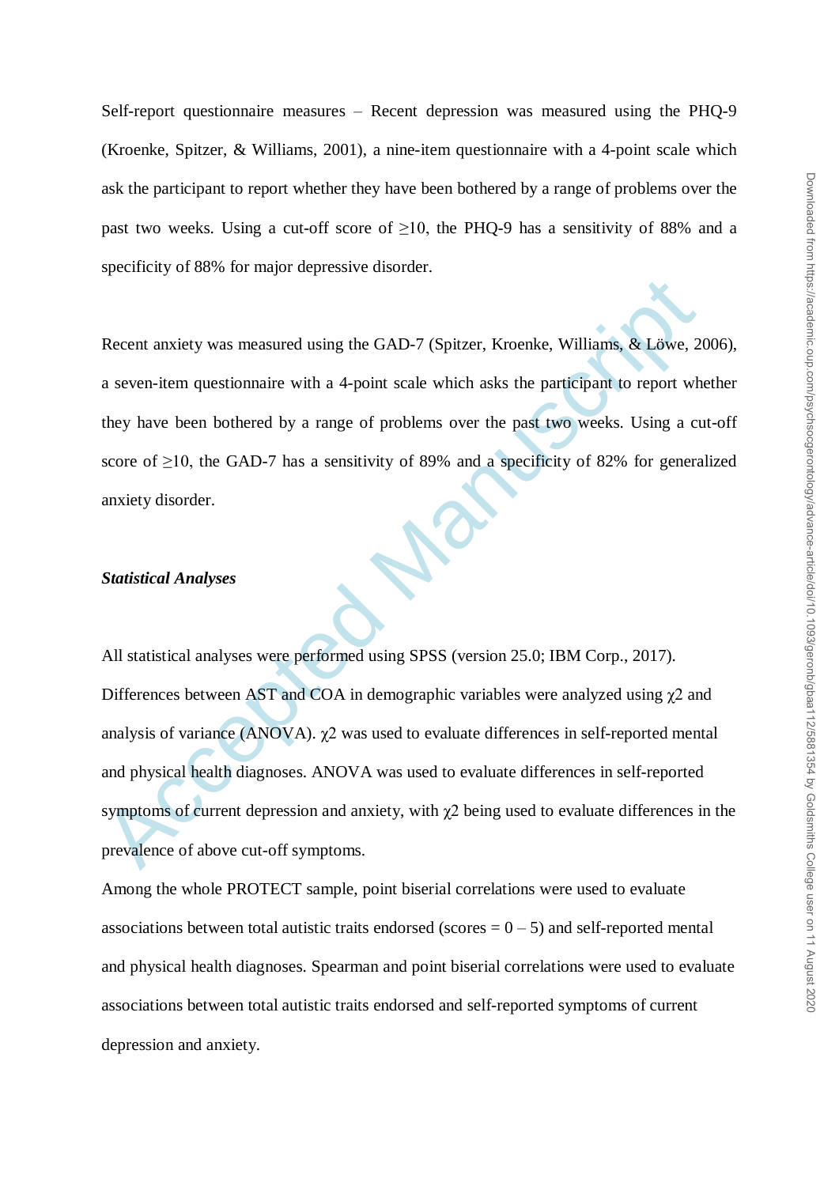Self-report questionnaire measures – Recent depression was measured using the PHQ-9 (Kroenke, Spitzer, & Williams, 2001), a nine-item questionnaire with a 4-point scale which ask the participant to report whether they have been bothered by a range of problems over the past two weeks. Using a cut-off score of ≥10, the PHQ-9 has a sensitivity of 88% and a specificity of 88% for major depressive disorder.

Recent anxiety was measured using the GAD-7 (Spitzer, Kroenke, Williams, & Löwe, 2006), a seven-item questionnaire with a 4-point scale which asks the participant to report whether they have been bothered by a range of problems over the past two weeks. Using a cut-off score of ≥10, the GAD-7 has a sensitivity of 89% and a specificity of 82% for generalized anxiety disorder.

### *Statistical Analyses*

All statistical analyses were performed using SPSS (version 25.0; IBM Corp., 2017). Differences between AST and COA in demographic variables were analyzed using $\chi2$ and analysis of variance (ANOVA). $\chi2$ was used to evaluate differences in self-reported mental and physical health diagnoses. ANOVA was used to evaluate differences in self-reported symptoms of current depression and anxiety, with $\chi2$ being used to evaluate differences in the prevalence of above cut-off symptoms.

Among the whole PROTECT sample, point biserial correlations were used to evaluate associations between total autistic traits endorsed (scores = 0 – 5) and self-reported mental and physical health diagnoses. Spearman and point biserial correlations were used to evaluate associations between total autistic traits endorsed and self-reported symptoms of current depression and anxiety.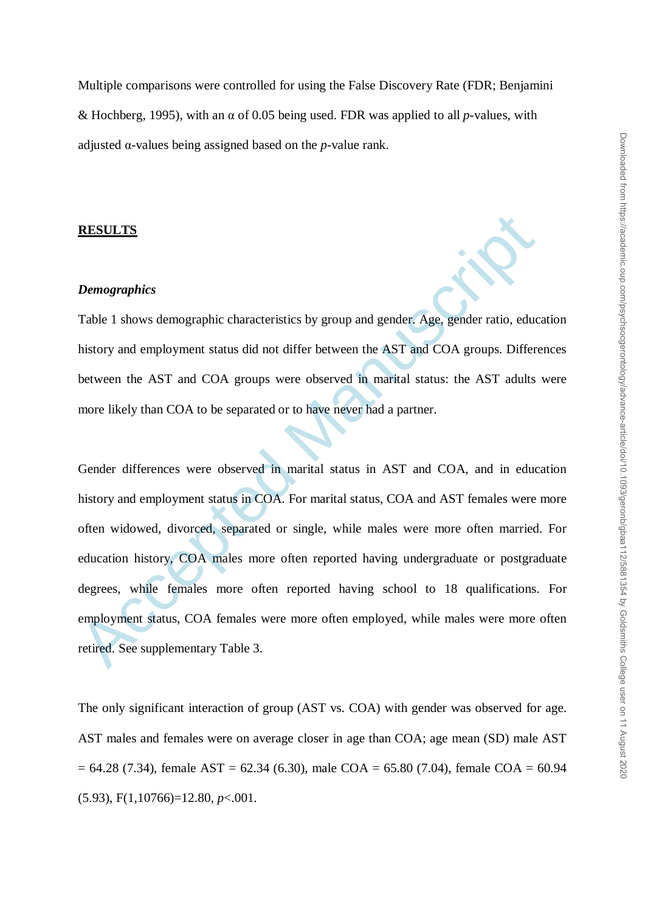Multiple comparisons were controlled for using the False Discovery Rate (FDR; Benjamini & Hochberg, 1995), with an α of 0.05 being used. FDR was applied to all *p*-values, with adjusted α-values being assigned based on the *p*-value rank.

## RESULTS

### *Demographics*

Table 1 shows demographic characteristics by group and gender. Age, gender ratio, education history and employment status did not differ between the AST and COA groups. Differences between the AST and COA groups were observed in marital status: the AST adults were more likely than COA to be separated or to have never had a partner.

Gender differences were observed in marital status in AST and COA, and in education history and employment status in COA. For marital status, COA and AST females were more often widowed, divorced, separated or single, while males were more often married. For education history, COA males more often reported having undergraduate or postgraduate degrees, while females more often reported having school to 18 qualifications. For employment status, COA females were more often employed, while males were more often retired. See supplementary Table 3.

The only significant interaction of group (AST vs. COA) with gender was observed for age. AST males and females were on average closer in age than COA; age mean (SD) male AST = 64.28 (7.34), female AST = 62.34 (6.30), male COA = 65.80 (7.04), female COA = 60.94 (5.93), $F(1,10766)=12.80$, $p<.001$.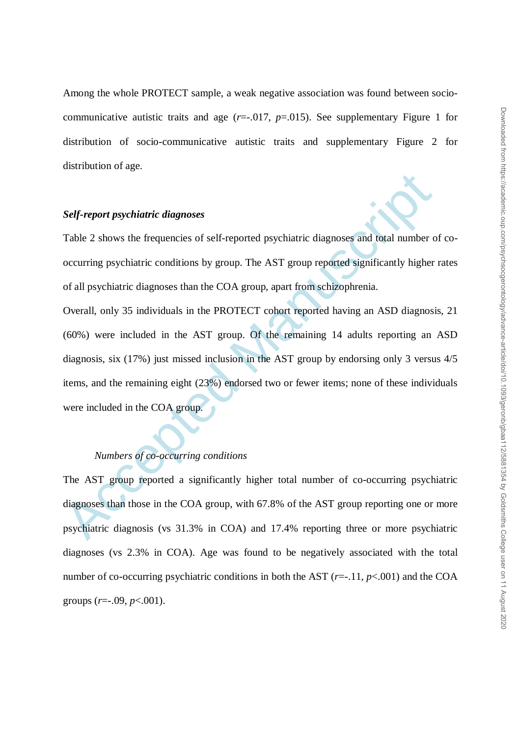Among the whole PROTECT sample, a weak negative association was found between socio-communicative autistic traits and age ($r$=-.017, $p$=.015). See supplementary Figure 1 for distribution of socio-communicative autistic traits and supplementary Figure 2 for distribution of age.

***Self-report psychiatric diagnoses***

Table 2 shows the frequencies of self-reported psychiatric diagnoses and total number of co-occurring psychiatric conditions by group. The AST group reported significantly higher rates of all psychiatric diagnoses than the COA group, apart from schizophrenia.

Overall, only 35 individuals in the PROTECT cohort reported having an ASD diagnosis, 21 (60%) were included in the AST group. Of the remaining 14 adults reporting an ASD diagnosis, six (17%) just missed inclusion in the AST group by endorsing only 3 versus 4/5 items, and the remaining eight (23%) endorsed two or fewer items; none of these individuals were included in the COA group.

*Numbers of co-occurring conditions*

The AST group reported a significantly higher total number of co-occurring psychiatric diagnoses than those in the COA group, with 67.8% of the AST group reporting one or more psychiatric diagnosis (vs 31.3% in COA) and 17.4% reporting three or more psychiatric diagnoses (vs 2.3% in COA). Age was found to be negatively associated with the total number of co-occurring psychiatric conditions in both the AST ($r$=-.11, $p$<.001) and the COA groups ($r$=-.09, $p$<.001).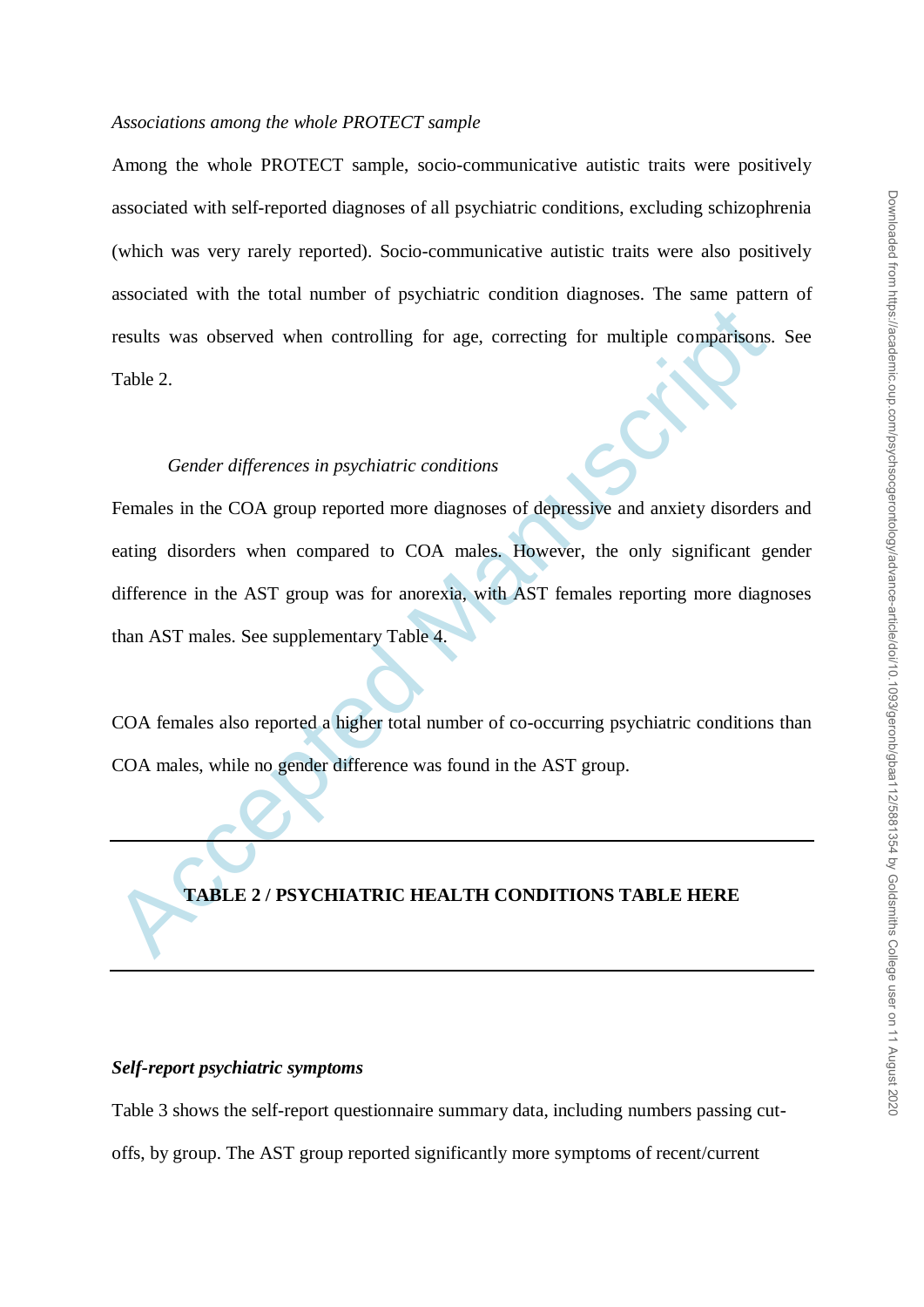*Associations among the whole PROTECT sample*

Among the whole PROTECT sample, socio-communicative autistic traits were positively associated with self-reported diagnoses of all psychiatric conditions, excluding schizophrenia (which was very rarely reported). Socio-communicative autistic traits were also positively associated with the total number of psychiatric condition diagnoses. The same pattern of results was observed when controlling for age, correcting for multiple comparisons. See Table 2.

*Gender differences in psychiatric conditions*

Females in the COA group reported more diagnoses of depressive and anxiety disorders and eating disorders when compared to COA males. However, the only significant gender difference in the AST group was for anorexia, with AST females reporting more diagnoses than AST males. See supplementary Table 4.

COA females also reported a higher total number of co-occurring psychiatric conditions than COA males, while no gender difference was found in the AST group.

---

**TABLE 2 / PSYCHIATRIC HEALTH CONDITIONS TABLE HERE**

---

***Self-report psychiatric symptoms***

Table 3 shows the self-report questionnaire summary data, including numbers passing cut-offs, by group. The AST group reported significantly more symptoms of recent/current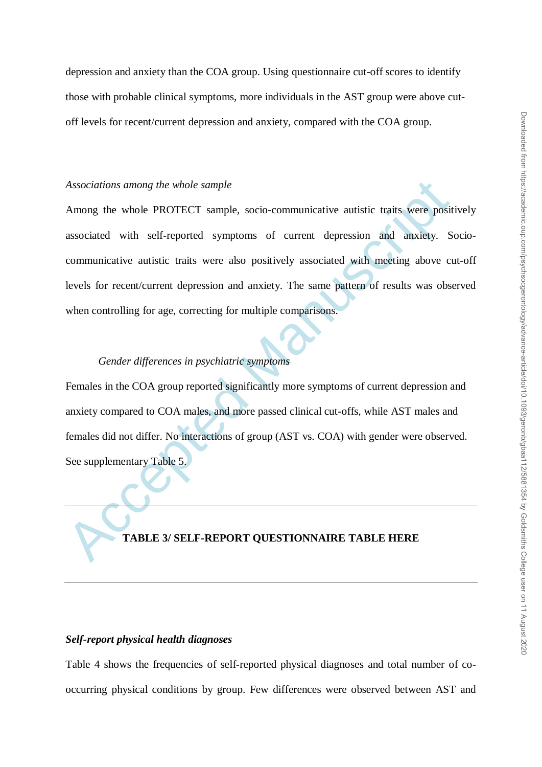depression and anxiety than the COA group. Using questionnaire cut-off scores to identify those with probable clinical symptoms, more individuals in the AST group were above cut-off levels for recent/current depression and anxiety, compared with the COA group.

*Associations among the whole sample*

Among the whole PROTECT sample, socio-communicative autistic traits were positively associated with self-reported symptoms of current depression and anxiety. Socio-communicative autistic traits were also positively associated with meeting above cut-off levels for recent/current depression and anxiety. The same pattern of results was observed when controlling for age, correcting for multiple comparisons.

*Gender differences in psychiatric symptoms*

Females in the COA group reported significantly more symptoms of current depression and anxiety compared to COA males, and more passed clinical cut-offs, while AST males and females did not differ. No interactions of group (AST vs. COA) with gender were observed. See supplementary Table 5.

---

**TABLE 3/ SELF-REPORT QUESTIONNAIRE TABLE HERE**

---

***Self-report physical health diagnoses***

Table 4 shows the frequencies of self-reported physical diagnoses and total number of co-occurring physical conditions by group. Few differences were observed between AST and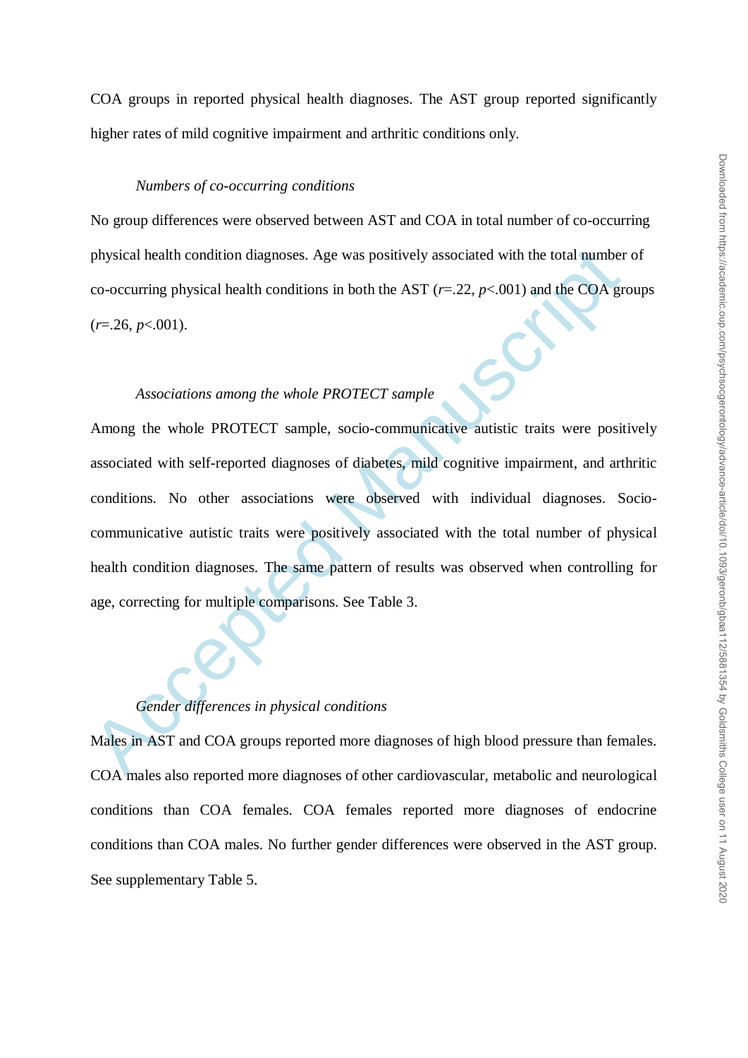COA groups in reported physical health diagnoses. The AST group reported significantly higher rates of mild cognitive impairment and arthritic conditions only.

*Numbers of co-occurring conditions*

No group differences were observed between AST and COA in total number of co-occurring physical health condition diagnoses. Age was positively associated with the total number of co-occurring physical health conditions in both the AST ($r$=.22, $p$<.001) and the COA groups ($r$=.26, $p$<.001).

*Associations among the whole PROTECT sample*

Among the whole PROTECT sample, socio-communicative autistic traits were positively associated with self-reported diagnoses of diabetes, mild cognitive impairment, and arthritic conditions. No other associations were observed with individual diagnoses. Socio-communicative autistic traits were positively associated with the total number of physical health condition diagnoses. The same pattern of results was observed when controlling for age, correcting for multiple comparisons. See Table 3.

*Gender differences in physical conditions*

Males in AST and COA groups reported more diagnoses of high blood pressure than females. COA males also reported more diagnoses of other cardiovascular, metabolic and neurological conditions than COA females. COA females reported more diagnoses of endocrine conditions than COA males. No further gender differences were observed in the AST group. See supplementary Table 5.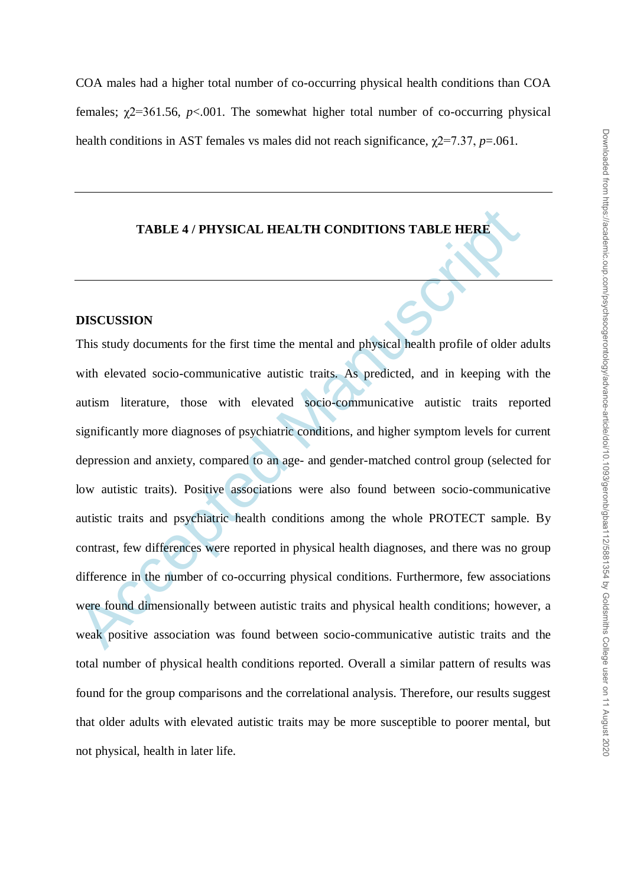COA males had a higher total number of co-occurring physical health conditions than COA females; $\chi 2=361.56$, *p*<.001. The somewhat higher total number of co-occurring physical health conditions in AST females vs males did not reach significance, $\chi 2=7.37$, *p*=.061.

---

**TABLE 4 / PHYSICAL HEALTH CONDITIONS TABLE HERE**

---

## DISCUSSION

This study documents for the first time the mental and physical health profile of older adults with elevated socio-communicative autistic traits. As predicted, and in keeping with the autism literature, those with elevated socio-communicative autistic traits reported significantly more diagnoses of psychiatric conditions, and higher symptom levels for current depression and anxiety, compared to an age- and gender-matched control group (selected for low autistic traits). Positive associations were also found between socio-communicative autistic traits and psychiatric health conditions among the whole PROTECT sample. By contrast, few differences were reported in physical health diagnoses, and there was no group difference in the number of co-occurring physical conditions. Furthermore, few associations were found dimensionally between autistic traits and physical health conditions; however, a weak positive association was found between socio-communicative autistic traits and the total number of physical health conditions reported. Overall a similar pattern of results was found for the group comparisons and the correlational analysis. Therefore, our results suggest that older adults with elevated autistic traits may be more susceptible to poorer mental, but not physical, health in later life.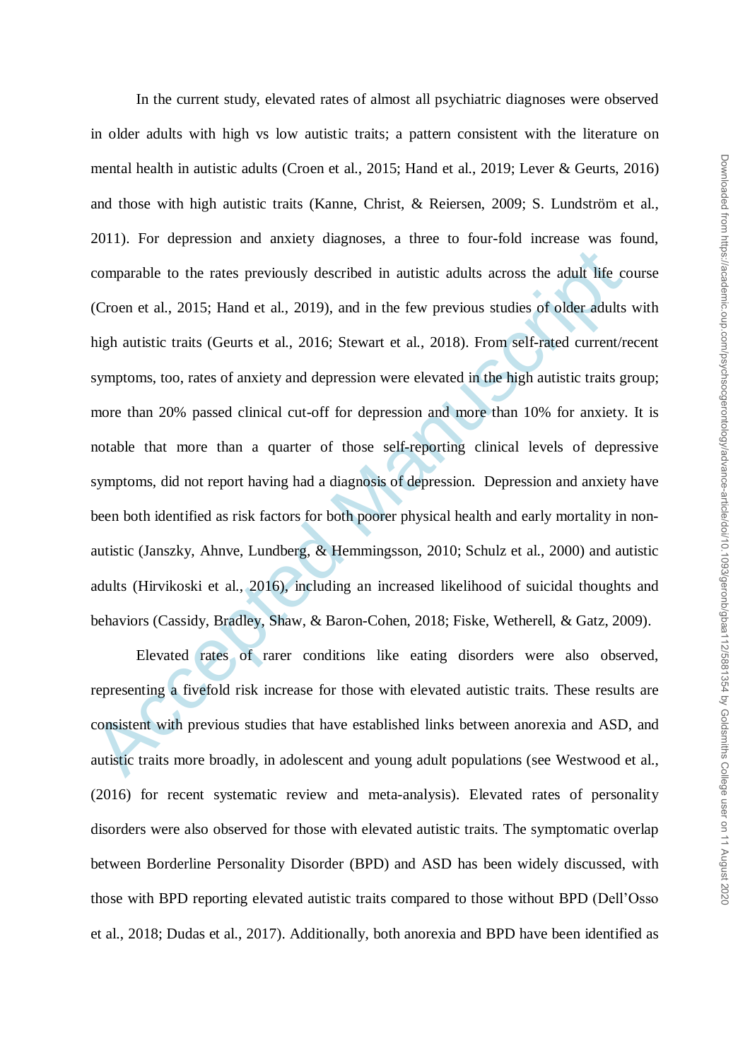In the current study, elevated rates of almost all psychiatric diagnoses were observed in older adults with high vs low autistic traits; a pattern consistent with the literature on mental health in autistic adults (Croen et al., 2015; Hand et al., 2019; Lever & Geurts, 2016) and those with high autistic traits (Kanne, Christ, & Reiersen, 2009; S. Lundström et al., 2011). For depression and anxiety diagnoses, a three to four-fold increase was found, comparable to the rates previously described in autistic adults across the adult life course (Croen et al., 2015; Hand et al., 2019), and in the few previous studies of older adults with high autistic traits (Geurts et al., 2016; Stewart et al., 2018). From self-rated current/recent symptoms, too, rates of anxiety and depression were elevated in the high autistic traits group; more than 20% passed clinical cut-off for depression and more than 10% for anxiety. It is notable that more than a quarter of those self-reporting clinical levels of depressive symptoms, did not report having had a diagnosis of depression. Depression and anxiety have been both identified as risk factors for both poorer physical health and early mortality in non-autistic (Janszky, Ahnve, Lundberg, & Hemmingsson, 2010; Schulz et al., 2000) and autistic adults (Hirvikoski et al., 2016), including an increased likelihood of suicidal thoughts and behaviors (Cassidy, Bradley, Shaw, & Baron-Cohen, 2018; Fiske, Wetherell, & Gatz, 2009).

Elevated rates of rarer conditions like eating disorders were also observed, representing a fivefold risk increase for those with elevated autistic traits. These results are consistent with previous studies that have established links between anorexia and ASD, and autistic traits more broadly, in adolescent and young adult populations (see Westwood et al., (2016) for recent systematic review and meta-analysis). Elevated rates of personality disorders were also observed for those with elevated autistic traits. The symptomatic overlap between Borderline Personality Disorder (BPD) and ASD has been widely discussed, with those with BPD reporting elevated autistic traits compared to those without BPD (Dell'Osso et al., 2018; Dudas et al., 2017). Additionally, both anorexia and BPD have been identified as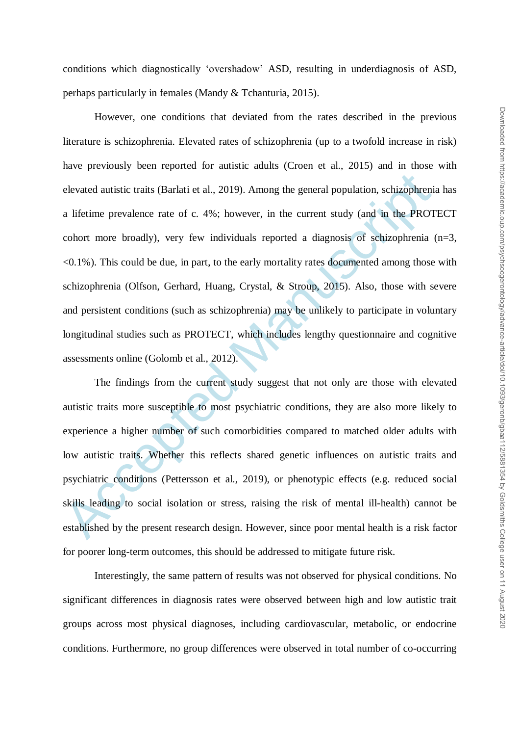conditions which diagnostically 'overshadow' ASD, resulting in underdiagnosis of ASD, perhaps particularly in females (Mandy & Tchanturia, 2015).

However, one conditions that deviated from the rates described in the previous literature is schizophrenia. Elevated rates of schizophrenia (up to a twofold increase in risk) have previously been reported for autistic adults (Croen et al., 2015) and in those with elevated autistic traits (Barlati et al., 2019). Among the general population, schizophrenia has a lifetime prevalence rate of c. 4%; however, in the current study (and in the PROTECT cohort more broadly), very few individuals reported a diagnosis of schizophrenia (n=3, <0.1%). This could be due, in part, to the early mortality rates documented among those with schizophrenia (Olfson, Gerhard, Huang, Crystal, & Stroup, 2015). Also, those with severe and persistent conditions (such as schizophrenia) may be unlikely to participate in voluntary longitudinal studies such as PROTECT, which includes lengthy questionnaire and cognitive assessments online (Golomb et al., 2012).

The findings from the current study suggest that not only are those with elevated autistic traits more susceptible to most psychiatric conditions, they are also more likely to experience a higher number of such comorbidities compared to matched older adults with low autistic traits. Whether this reflects shared genetic influences on autistic traits and psychiatric conditions (Pettersson et al., 2019), or phenotypic effects (e.g. reduced social skills leading to social isolation or stress, raising the risk of mental ill-health) cannot be established by the present research design. However, since poor mental health is a risk factor for poorer long-term outcomes, this should be addressed to mitigate future risk.

Interestingly, the same pattern of results was not observed for physical conditions. No significant differences in diagnosis rates were observed between high and low autistic trait groups across most physical diagnoses, including cardiovascular, metabolic, or endocrine conditions. Furthermore, no group differences were observed in total number of co-occurring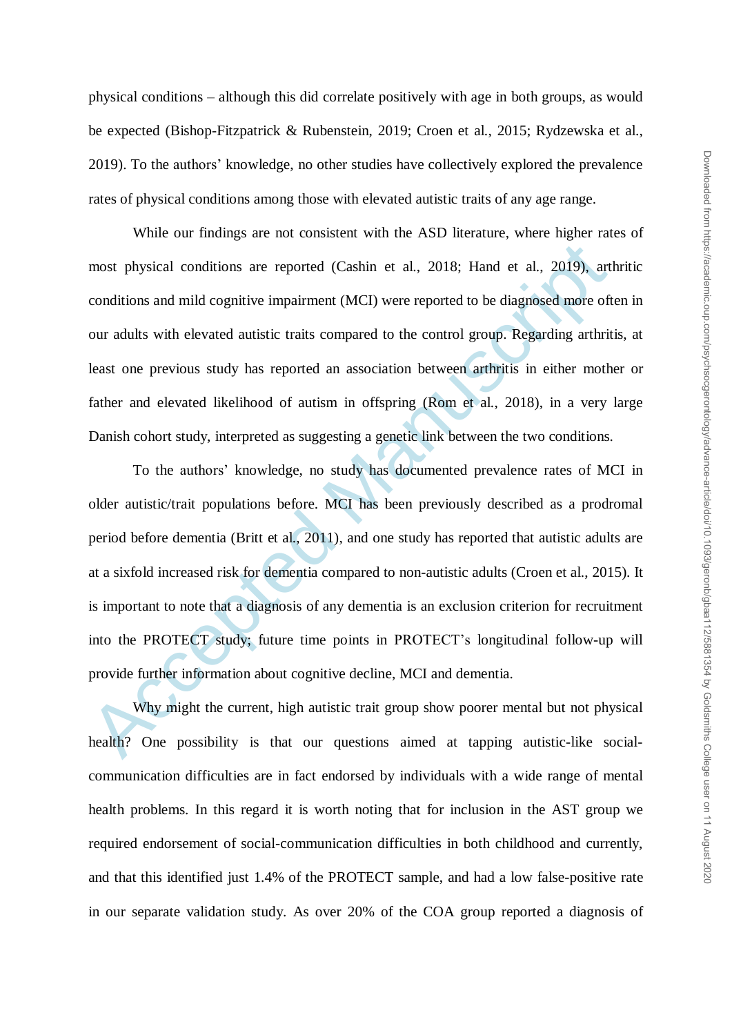physical conditions – although this did correlate positively with age in both groups, as would be expected (Bishop-Fitzpatrick & Rubenstein, 2019; Croen et al., 2015; Rydzewska et al., 2019). To the authors' knowledge, no other studies have collectively explored the prevalence rates of physical conditions among those with elevated autistic traits of any age range.

While our findings are not consistent with the ASD literature, where higher rates of most physical conditions are reported (Cashin et al., 2018; Hand et al., 2019), arthritic conditions and mild cognitive impairment (MCI) were reported to be diagnosed more often in our adults with elevated autistic traits compared to the control group. Regarding arthritis, at least one previous study has reported an association between arthritis in either mother or father and elevated likelihood of autism in offspring (Rom et al., 2018), in a very large Danish cohort study, interpreted as suggesting a genetic link between the two conditions.

To the authors' knowledge, no study has documented prevalence rates of MCI in older autistic/trait populations before. MCI has been previously described as a prodromal period before dementia (Britt et al., 2011), and one study has reported that autistic adults are at a sixfold increased risk for dementia compared to non-autistic adults (Croen et al., 2015). It is important to note that a diagnosis of any dementia is an exclusion criterion for recruitment into the PROTECT study; future time points in PROTECT's longitudinal follow-up will provide further information about cognitive decline, MCI and dementia.

Why might the current, high autistic trait group show poorer mental but not physical health? One possibility is that our questions aimed at tapping autistic-like social-communication difficulties are in fact endorsed by individuals with a wide range of mental health problems. In this regard it is worth noting that for inclusion in the AST group we required endorsement of social-communication difficulties in both childhood and currently, and that this identified just 1.4% of the PROTECT sample, and had a low false-positive rate in our separate validation study. As over 20% of the COA group reported a diagnosis of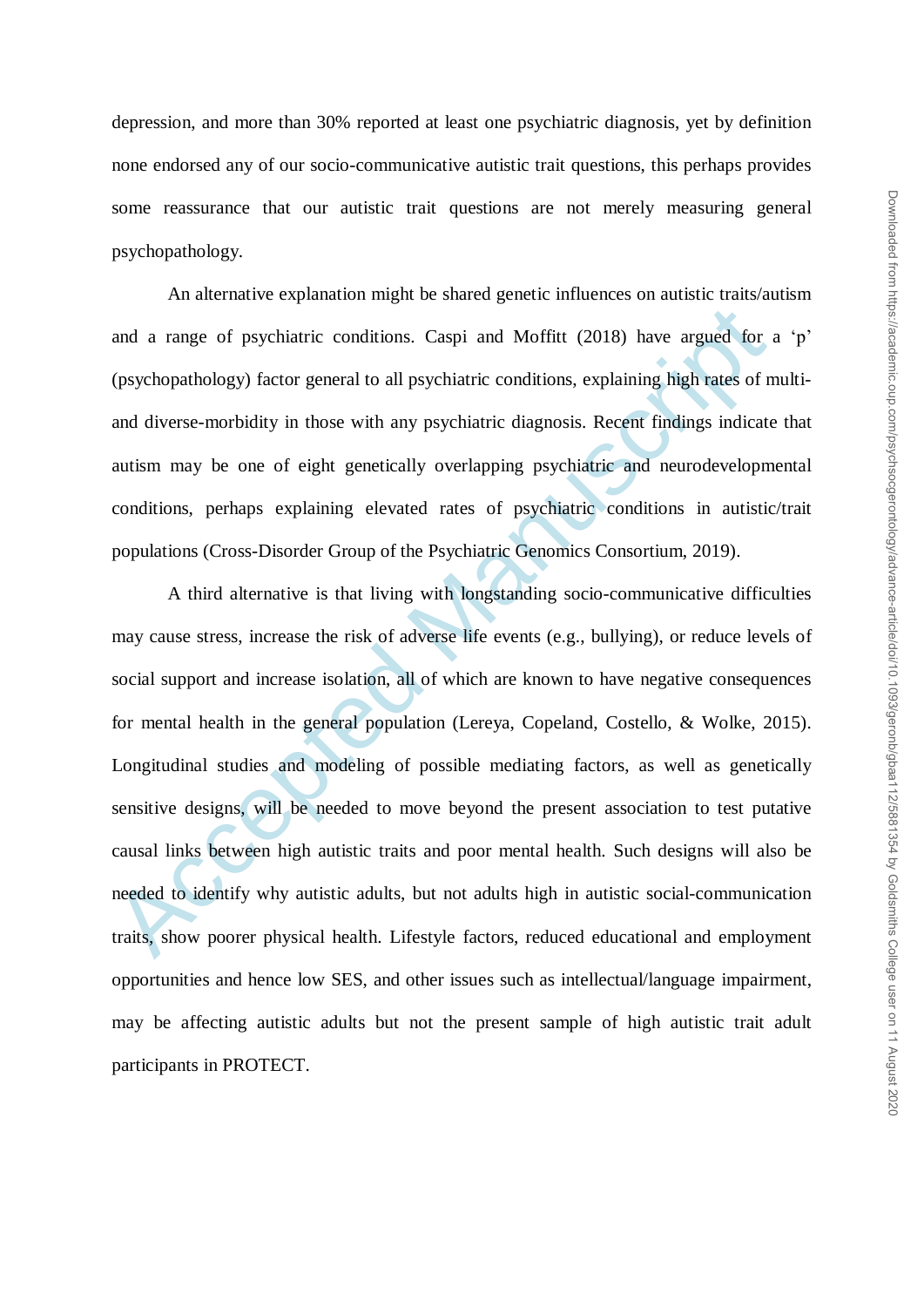depression, and more than 30% reported at least one psychiatric diagnosis, yet by definition none endorsed any of our socio-communicative autistic trait questions, this perhaps provides some reassurance that our autistic trait questions are not merely measuring general psychopathology.

An alternative explanation might be shared genetic influences on autistic traits/autism and a range of psychiatric conditions. Caspi and Moffitt (2018) have argued for a 'p' (psychopathology) factor general to all psychiatric conditions, explaining high rates of multi- and diverse-morbidity in those with any psychiatric diagnosis. Recent findings indicate that autism may be one of eight genetically overlapping psychiatric and neurodevelopmental conditions, perhaps explaining elevated rates of psychiatric conditions in autistic/trait populations (Cross-Disorder Group of the Psychiatric Genomics Consortium, 2019).

A third alternative is that living with longstanding socio-communicative difficulties may cause stress, increase the risk of adverse life events (e.g., bullying), or reduce levels of social support and increase isolation, all of which are known to have negative consequences for mental health in the general population (Lereya, Copeland, Costello, & Wolke, 2015). Longitudinal studies and modeling of possible mediating factors, as well as genetically sensitive designs, will be needed to move beyond the present association to test putative causal links between high autistic traits and poor mental health. Such designs will also be needed to identify why autistic adults, but not adults high in autistic social-communication traits, show poorer physical health. Lifestyle factors, reduced educational and employment opportunities and hence low SES, and other issues such as intellectual/language impairment, may be affecting autistic adults but not the present sample of high autistic trait adult participants in PROTECT.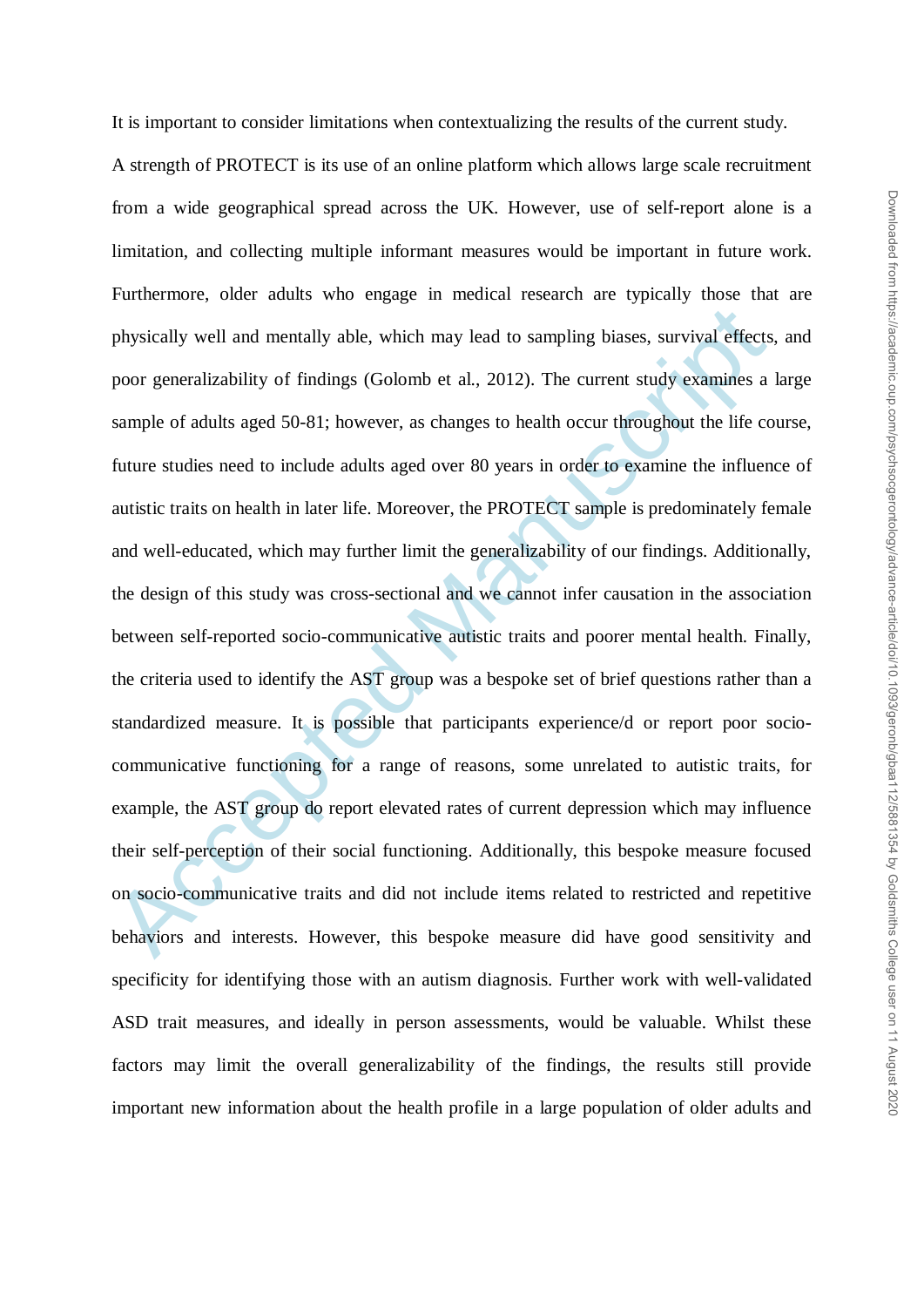It is important to consider limitations when contextualizing the results of the current study. A strength of PROTECT is its use of an online platform which allows large scale recruitment from a wide geographical spread across the UK. However, use of self-report alone is a limitation, and collecting multiple informant measures would be important in future work. Furthermore, older adults who engage in medical research are typically those that are physically well and mentally able, which may lead to sampling biases, survival effects, and poor generalizability of findings (Golomb et al., 2012). The current study examines a large sample of adults aged 50-81; however, as changes to health occur throughout the life course, future studies need to include adults aged over 80 years in order to examine the influence of autistic traits on health in later life. Moreover, the PROTECT sample is predominately female and well-educated, which may further limit the generalizability of our findings. Additionally, the design of this study was cross-sectional and we cannot infer causation in the association between self-reported socio-communicative autistic traits and poorer mental health. Finally, the criteria used to identify the AST group was a bespoke set of brief questions rather than a standardized measure. It is possible that participants experience/d or report poor socio-communicative functioning for a range of reasons, some unrelated to autistic traits, for example, the AST group do report elevated rates of current depression which may influence their self-perception of their social functioning. Additionally, this bespoke measure focused on socio-communicative traits and did not include items related to restricted and repetitive behaviors and interests. However, this bespoke measure did have good sensitivity and specificity for identifying those with an autism diagnosis. Further work with well-validated ASD trait measures, and ideally in person assessments, would be valuable. Whilst these factors may limit the overall generalizability of the findings, the results still provide important new information about the health profile in a large population of older adults and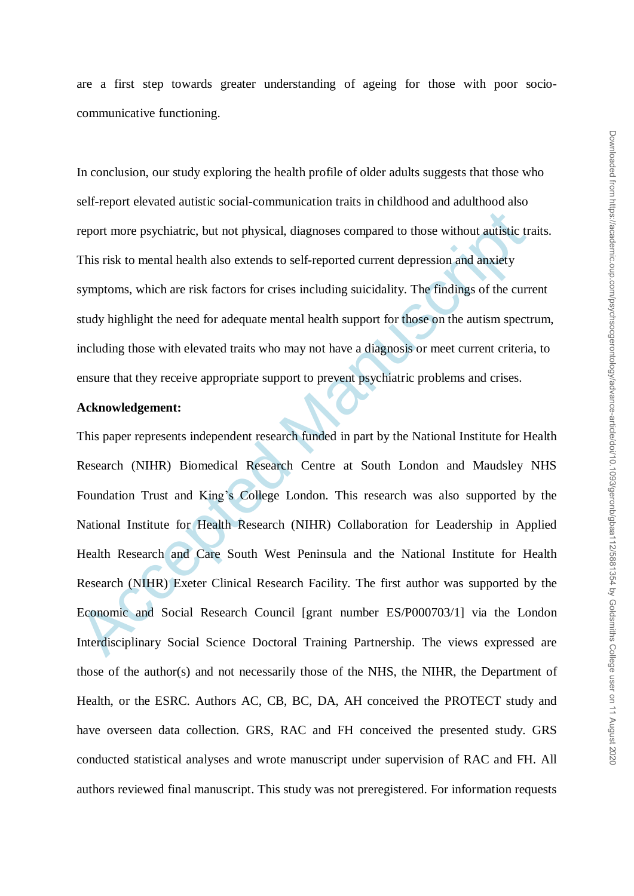are a first step towards greater understanding of ageing for those with poor socio-communicative functioning.

In conclusion, our study exploring the health profile of older adults suggests that those who self-report elevated autistic social-communication traits in childhood and adulthood also report more psychiatric, but not physical, diagnoses compared to those without autistic traits. This risk to mental health also extends to self-reported current depression and anxiety symptoms, which are risk factors for crises including suicidality. The findings of the current study highlight the need for adequate mental health support for those on the autism spectrum, including those with elevated traits who may not have a diagnosis or meet current criteria, to ensure that they receive appropriate support to prevent psychiatric problems and crises.

**Acknowledgement:**

This paper represents independent research funded in part by the National Institute for Health Research (NIHR) Biomedical Research Centre at South London and Maudsley NHS Foundation Trust and King's College London. This research was also supported by the National Institute for Health Research (NIHR) Collaboration for Leadership in Applied Health Research and Care South West Peninsula and the National Institute for Health Research (NIHR) Exeter Clinical Research Facility. The first author was supported by the Economic and Social Research Council [grant number ES/P000703/1] via the London Interdisciplinary Social Science Doctoral Training Partnership. The views expressed are those of the author(s) and not necessarily those of the NHS, the NIHR, the Department of Health, or the ESRC. Authors AC, CB, BC, DA, AH conceived the PROTECT study and have overseen data collection. GRS, RAC and FH conceived the presented study. GRS conducted statistical analyses and wrote manuscript under supervision of RAC and FH. All authors reviewed final manuscript. This study was not preregistered. For information requests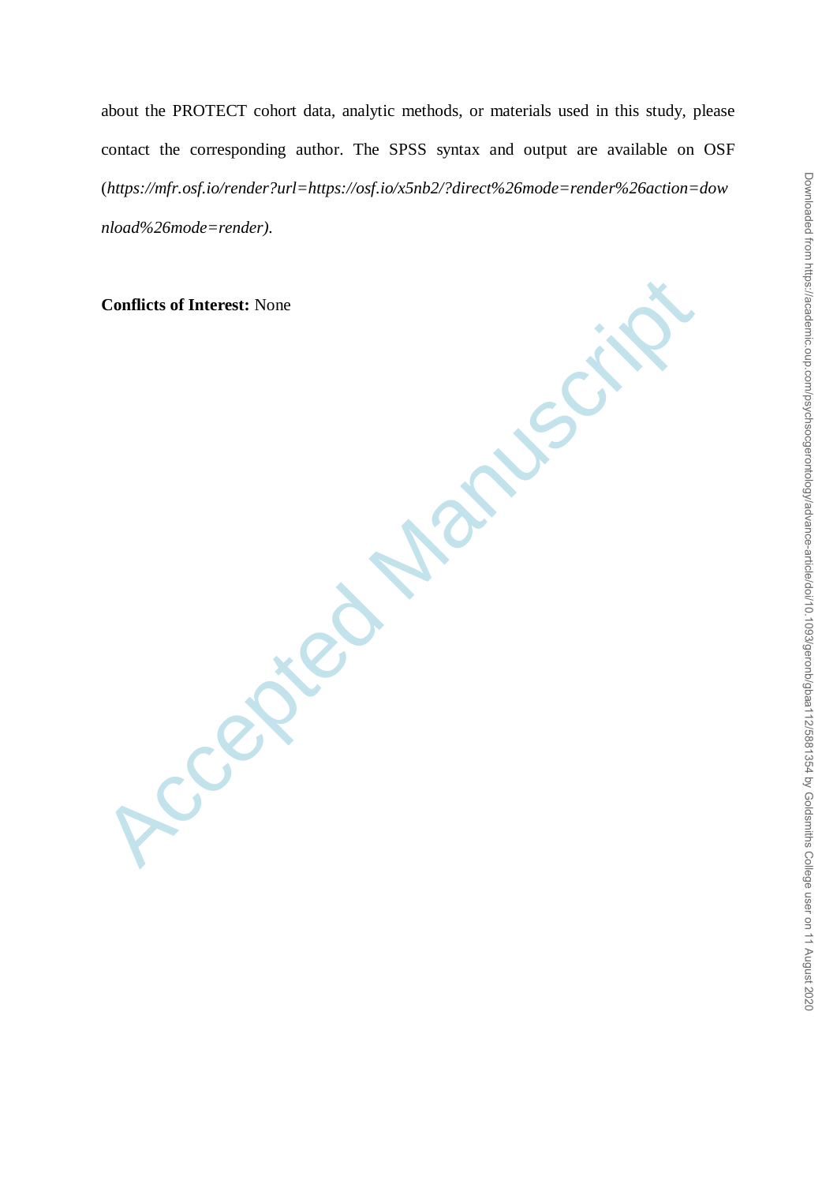about the PROTECT cohort data, analytic methods, or materials used in this study, please contact the corresponding author. The SPSS syntax and output are available on OSF (*https://mfr.osf.io/render?url=https://osf.io/x5nb2/?direct%26mode=render%26action=download%26mode=render).*

**Conflicts of Interest:** None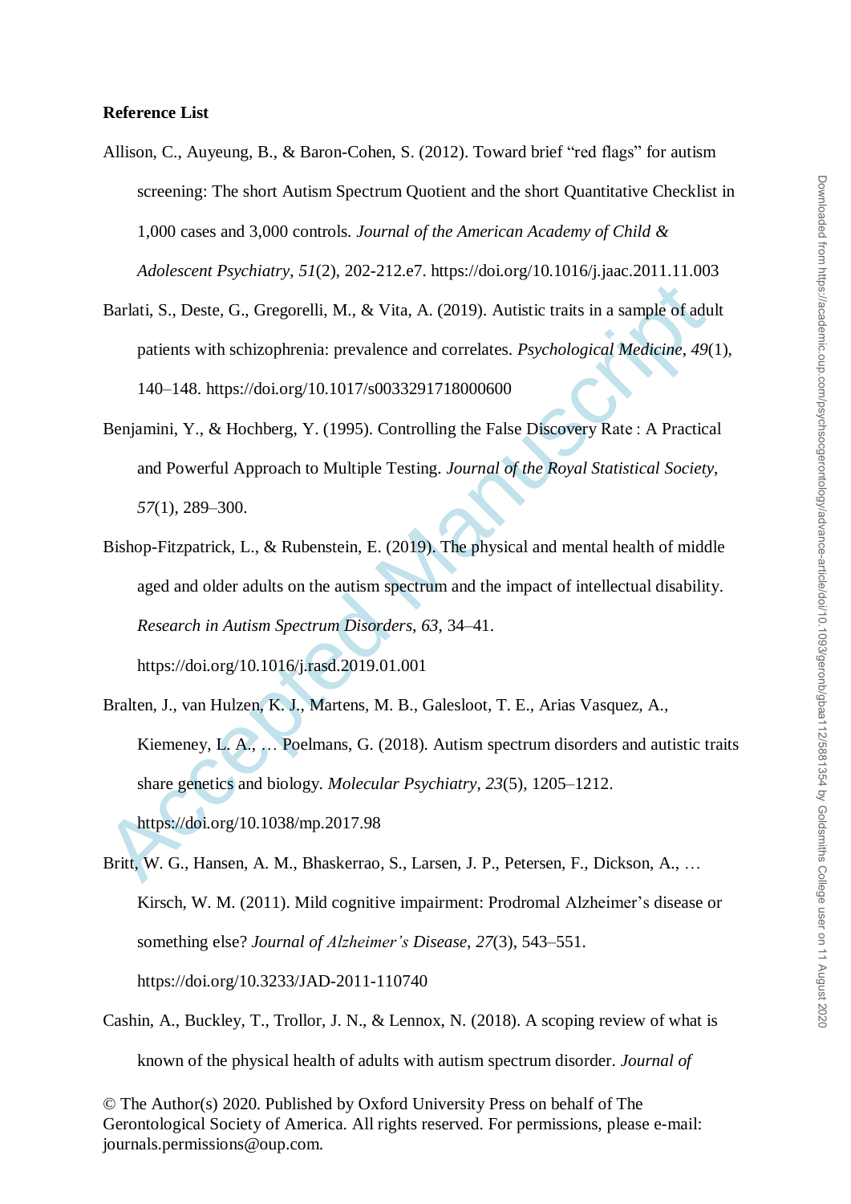**Reference List**

Allison, C., Auyeung, B., & Baron-Cohen, S. (2012). Toward brief "red flags" for autism screening: The short Autism Spectrum Quotient and the short Quantitative Checklist in 1,000 cases and 3,000 controls. *Journal of the American Academy of Child & Adolescent Psychiatry*, *51*(2), 202-212.e7. https://doi.org/10.1016/j.jaac.2011.11.003

Barlati, S., Deste, G., Gregorelli, M., & Vita, A. (2019). Autistic traits in a sample of adult patients with schizophrenia: prevalence and correlates. *Psychological Medicine*, *49*(1), 140–148. https://doi.org/10.1017/s0033291718000600

Benjamini, Y., & Hochberg, Y. (1995). Controlling the False Discovery Rate : A Practical and Powerful Approach to Multiple Testing. *Journal of the Royal Statistical Society*, *57*(1), 289–300.

Bishop-Fitzpatrick, L., & Rubenstein, E. (2019). The physical and mental health of middle aged and older adults on the autism spectrum and the impact of intellectual disability. *Research in Autism Spectrum Disorders*, *63*, 34–41. https://doi.org/10.1016/j.rasd.2019.01.001

Bralten, J., van Hulzen, K. J., Martens, M. B., Galesloot, T. E., Arias Vasquez, A., Kiemeney, L. A., … Poelmans, G. (2018). Autism spectrum disorders and autistic traits share genetics and biology. *Molecular Psychiatry*, *23*(5), 1205–1212. https://doi.org/10.1038/mp.2017.98

Britt, W. G., Hansen, A. M., Bhaskerrao, S., Larsen, J. P., Petersen, F., Dickson, A., … Kirsch, W. M. (2011). Mild cognitive impairment: Prodromal Alzheimer's disease or something else? *Journal of Alzheimer's Disease*, *27*(3), 543–551. https://doi.org/10.3233/JAD-2011-110740

Cashin, A., Buckley, T., Trollor, J. N., & Lennox, N. (2018). A scoping review of what is known of the physical health of adults with autism spectrum disorder. *Journal of*

© The Author(s) 2020. Published by Oxford University Press on behalf of The Gerontological Society of America. All rights reserved. For permissions, please e-mail: journals.permissions@oup.com.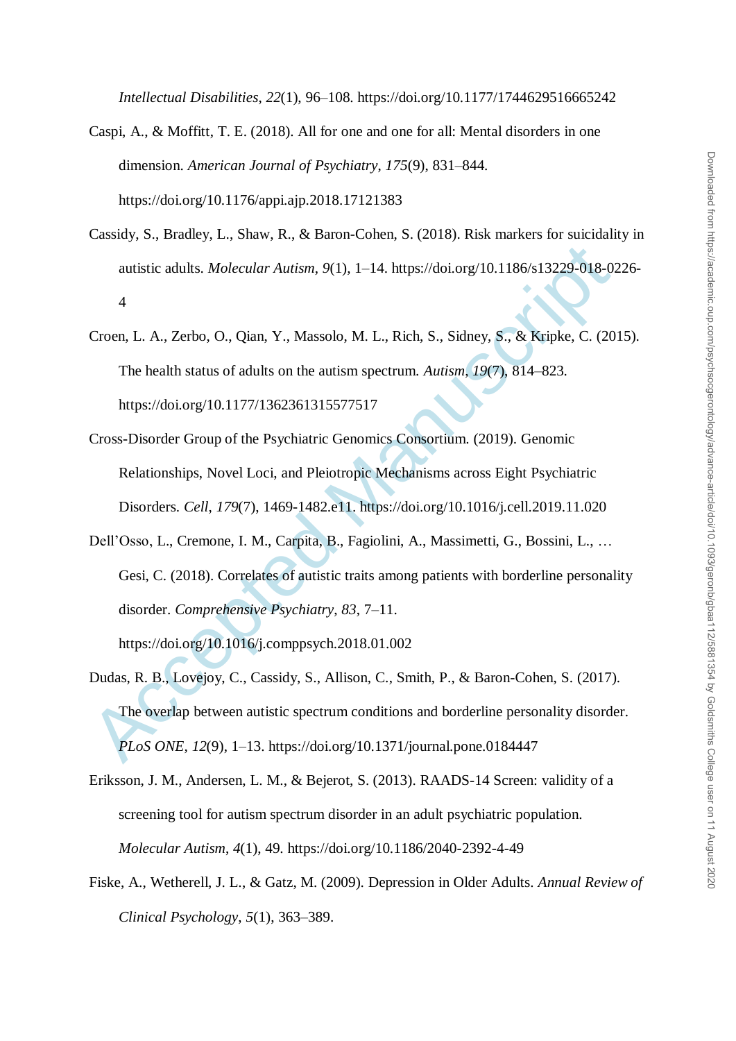*Intellectual Disabilities*, *22*(1), 96–108. https://doi.org/10.1177/1744629516665242

Caspi, A., & Moffitt, T. E. (2018). All for one and one for all: Mental disorders in one dimension. *American Journal of Psychiatry*, *175*(9), 831–844. https://doi.org/10.1176/appi.ajp.2018.17121383

Cassidy, S., Bradley, L., Shaw, R., & Baron-Cohen, S. (2018). Risk markers for suicidality in autistic adults. *Molecular Autism*, *9*(1), 1–14. https://doi.org/10.1186/s13229-018-0226-4

Croen, L. A., Zerbo, O., Qian, Y., Massolo, M. L., Rich, S., Sidney, S., & Kripke, C. (2015). The health status of adults on the autism spectrum. *Autism*, *19*(7), 814–823. https://doi.org/10.1177/1362361315577517

Cross-Disorder Group of the Psychiatric Genomics Consortium. (2019). Genomic Relationships, Novel Loci, and Pleiotropic Mechanisms across Eight Psychiatric Disorders. *Cell*, *179*(7), 1469-1482.e11. https://doi.org/10.1016/j.cell.2019.11.020

Dell'Osso, L., Cremone, I. M., Carpita, B., Fagiolini, A., Massimetti, G., Bossini, L., … Gesi, C. (2018). Correlates of autistic traits among patients with borderline personality disorder. *Comprehensive Psychiatry*, *83*, 7–11. https://doi.org/10.1016/j.comppsych.2018.01.002

Dudas, R. B., Lovejoy, C., Cassidy, S., Allison, C., Smith, P., & Baron-Cohen, S. (2017). The overlap between autistic spectrum conditions and borderline personality disorder. *PLoS ONE*, *12*(9), 1–13. https://doi.org/10.1371/journal.pone.0184447

Eriksson, J. M., Andersen, L. M., & Bejerot, S. (2013). RAADS-14 Screen: validity of a screening tool for autism spectrum disorder in an adult psychiatric population. *Molecular Autism*, *4*(1), 49. https://doi.org/10.1186/2040-2392-4-49

Fiske, A., Wetherell, J. L., & Gatz, M. (2009). Depression in Older Adults. *Annual Review of Clinical Psychology*, *5*(1), 363–389.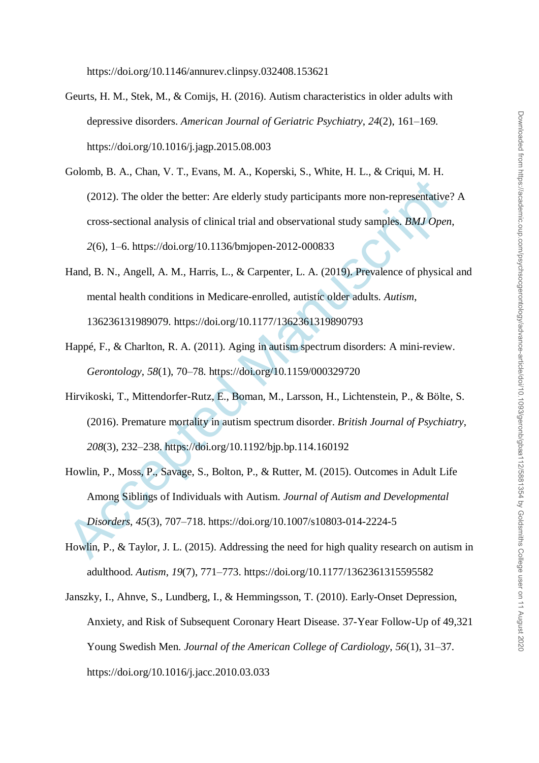https://doi.org/10.1146/annurev.clinpsy.032408.153621

Geurts, H. M., Stek, M., & Comijs, H. (2016). Autism characteristics in older adults with depressive disorders. *American Journal of Geriatric Psychiatry*, *24*(2), 161–169. https://doi.org/10.1016/j.jagp.2015.08.003

Golomb, B. A., Chan, V. T., Evans, M. A., Koperski, S., White, H. L., & Criqui, M. H. (2012). The older the better: Are elderly study participants more non-representative? A cross-sectional analysis of clinical trial and observational study samples. *BMJ Open*, *2*(6), 1–6. https://doi.org/10.1136/bmjopen-2012-000833

Hand, B. N., Angell, A. M., Harris, L., & Carpenter, L. A. (2019). Prevalence of physical and mental health conditions in Medicare-enrolled, autistic older adults. *Autism*, 136236131989079. https://doi.org/10.1177/1362361319890793

Happé, F., & Charlton, R. A. (2011). Aging in autism spectrum disorders: A mini-review. *Gerontology*, *58*(1), 70–78. https://doi.org/10.1159/000329720

Hirvikoski, T., Mittendorfer-Rutz, E., Boman, M., Larsson, H., Lichtenstein, P., & Bölte, S. (2016). Premature mortality in autism spectrum disorder. *British Journal of Psychiatry*, *208*(3), 232–238. https://doi.org/10.1192/bjp.bp.114.160192

Howlin, P., Moss, P., Savage, S., Bolton, P., & Rutter, M. (2015). Outcomes in Adult Life Among Siblings of Individuals with Autism. *Journal of Autism and Developmental Disorders*, *45*(3), 707–718. https://doi.org/10.1007/s10803-014-2224-5

Howlin, P., & Taylor, J. L. (2015). Addressing the need for high quality research on autism in adulthood. *Autism*, *19*(7), 771–773. https://doi.org/10.1177/1362361315595582

Janszky, I., Ahnve, S., Lundberg, I., & Hemmingsson, T. (2010). Early-Onset Depression, Anxiety, and Risk of Subsequent Coronary Heart Disease. 37-Year Follow-Up of 49,321 Young Swedish Men. *Journal of the American College of Cardiology*, *56*(1), 31–37. https://doi.org/10.1016/j.jacc.2010.03.033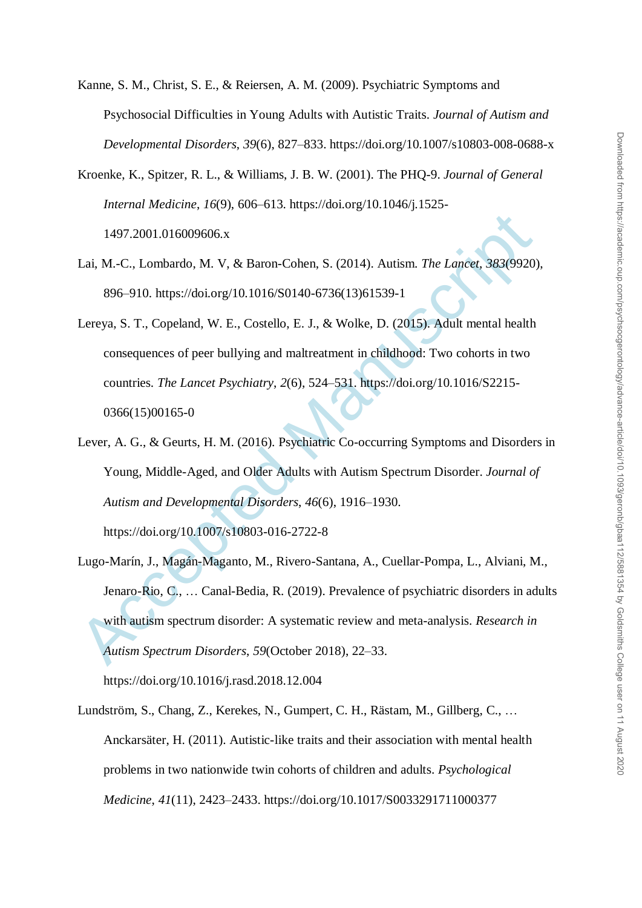Kanne, S. M., Christ, S. E., & Reiersen, A. M. (2009). Psychiatric Symptoms and Psychosocial Difficulties in Young Adults with Autistic Traits. *Journal of Autism and Developmental Disorders*, *39*(6), 827–833. https://doi.org/10.1007/s10803-008-0688-x

Kroenke, K., Spitzer, R. L., & Williams, J. B. W. (2001). The PHQ-9. *Journal of General Internal Medicine*, *16*(9), 606–613. https://doi.org/10.1046/j.1525-1497.2001.016009606.x

Lai, M.-C., Lombardo, M. V, & Baron-Cohen, S. (2014). Autism. *The Lancet*, *383*(9920), 896–910. https://doi.org/10.1016/S0140-6736(13)61539-1

Lereya, S. T., Copeland, W. E., Costello, E. J., & Wolke, D. (2015). Adult mental health consequences of peer bullying and maltreatment in childhood: Two cohorts in two countries. *The Lancet Psychiatry*, *2*(6), 524–531. https://doi.org/10.1016/S2215-0366(15)00165-0

Lever, A. G., & Geurts, H. M. (2016). Psychiatric Co-occurring Symptoms and Disorders in Young, Middle-Aged, and Older Adults with Autism Spectrum Disorder. *Journal of Autism and Developmental Disorders*, *46*(6), 1916–1930. https://doi.org/10.1007/s10803-016-2722-8

Lugo-Marín, J., Magán-Maganto, M., Rivero-Santana, A., Cuellar-Pompa, L., Alviani, M., Jenaro-Rio, C., … Canal-Bedia, R. (2019). Prevalence of psychiatric disorders in adults with autism spectrum disorder: A systematic review and meta-analysis. *Research in Autism Spectrum Disorders*, *59*(October 2018), 22–33. https://doi.org/10.1016/j.rasd.2018.12.004

Lundström, S., Chang, Z., Kerekes, N., Gumpert, C. H., Rästam, M., Gillberg, C., … Anckarsäter, H. (2011). Autistic-like traits and their association with mental health problems in two nationwide twin cohorts of children and adults. *Psychological Medicine*, *41*(11), 2423–2433. https://doi.org/10.1017/S0033291711000377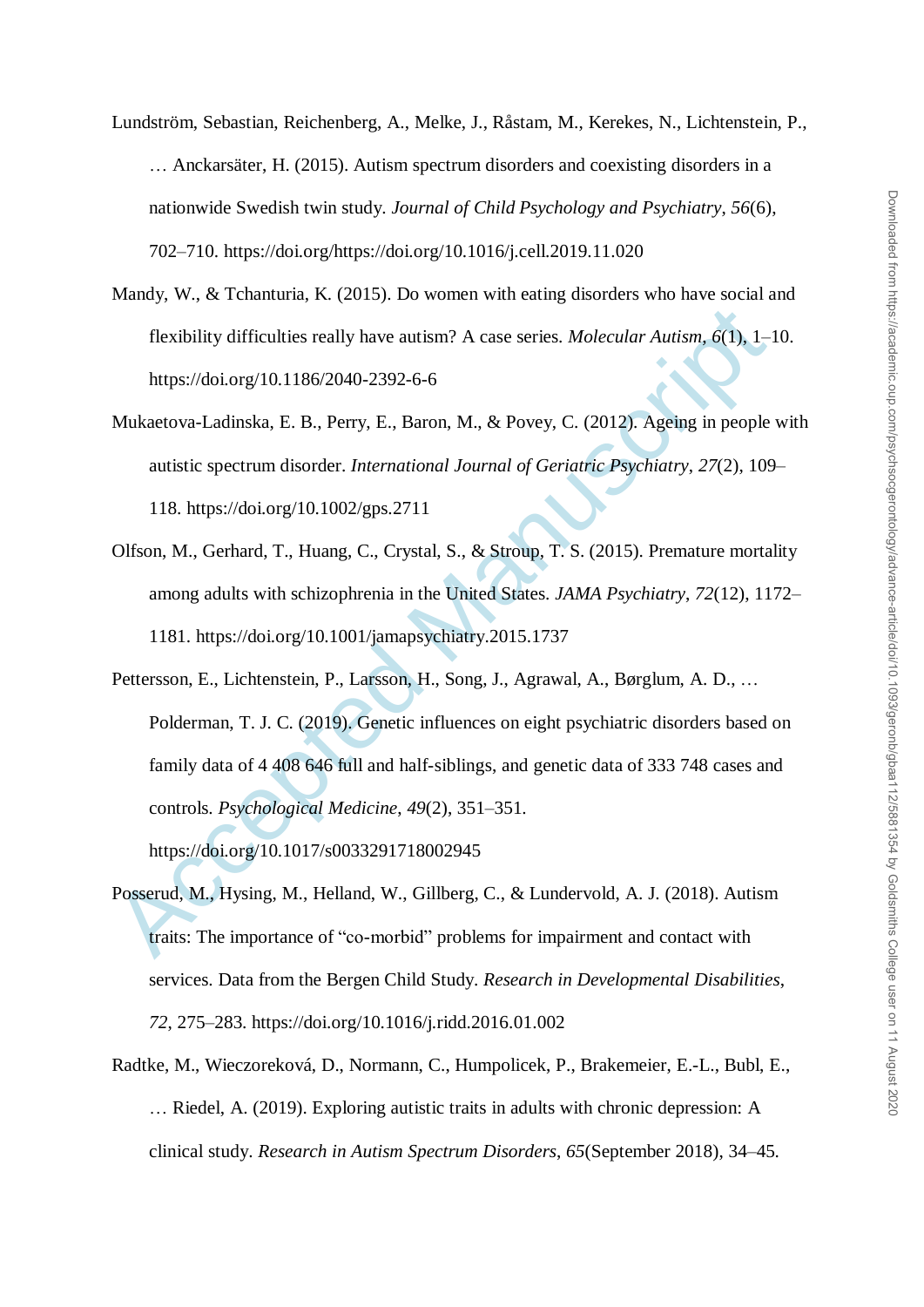Lundström, Sebastian, Reichenberg, A., Melke, J., Råstam, M., Kerekes, N., Lichtenstein, P., … Anckarsäter, H. (2015). Autism spectrum disorders and coexisting disorders in a nationwide Swedish twin study. *Journal of Child Psychology and Psychiatry*, *56*(6), 702–710. https://doi.org/https://doi.org/10.1016/j.cell.2019.11.020

Mandy, W., & Tchanturia, K. (2015). Do women with eating disorders who have social and flexibility difficulties really have autism? A case series. *Molecular Autism*, *6*(1), 1–10. https://doi.org/10.1186/2040-2392-6-6

Mukaetova-Ladinska, E. B., Perry, E., Baron, M., & Povey, C. (2012). Ageing in people with autistic spectrum disorder. *International Journal of Geriatric Psychiatry*, *27*(2), 109–118. https://doi.org/10.1002/gps.2711

Olfson, M., Gerhard, T., Huang, C., Crystal, S., & Stroup, T. S. (2015). Premature mortality among adults with schizophrenia in the United States. *JAMA Psychiatry*, *72*(12), 1172–1181. https://doi.org/10.1001/jamapsychiatry.2015.1737

Pettersson, E., Lichtenstein, P., Larsson, H., Song, J., Agrawal, A., Børglum, A. D., … Polderman, T. J. C. (2019). Genetic influences on eight psychiatric disorders based on family data of 4 408 646 full and half-siblings, and genetic data of 333 748 cases and controls. *Psychological Medicine*, *49*(2), 351–351. https://doi.org/10.1017/s0033291718002945

Posserud, M., Hysing, M., Helland, W., Gillberg, C., & Lundervold, A. J. (2018). Autism traits: The importance of "co-morbid" problems for impairment and contact with services. Data from the Bergen Child Study. *Research in Developmental Disabilities*, *72*, 275–283. https://doi.org/10.1016/j.ridd.2016.01.002

Radtke, M., Wieczoreková, D., Normann, C., Humpolicek, P., Brakemeier, E.-L., Bubl, E., … Riedel, A. (2019). Exploring autistic traits in adults with chronic depression: A clinical study. *Research in Autism Spectrum Disorders*, *65*(September 2018), 34–45.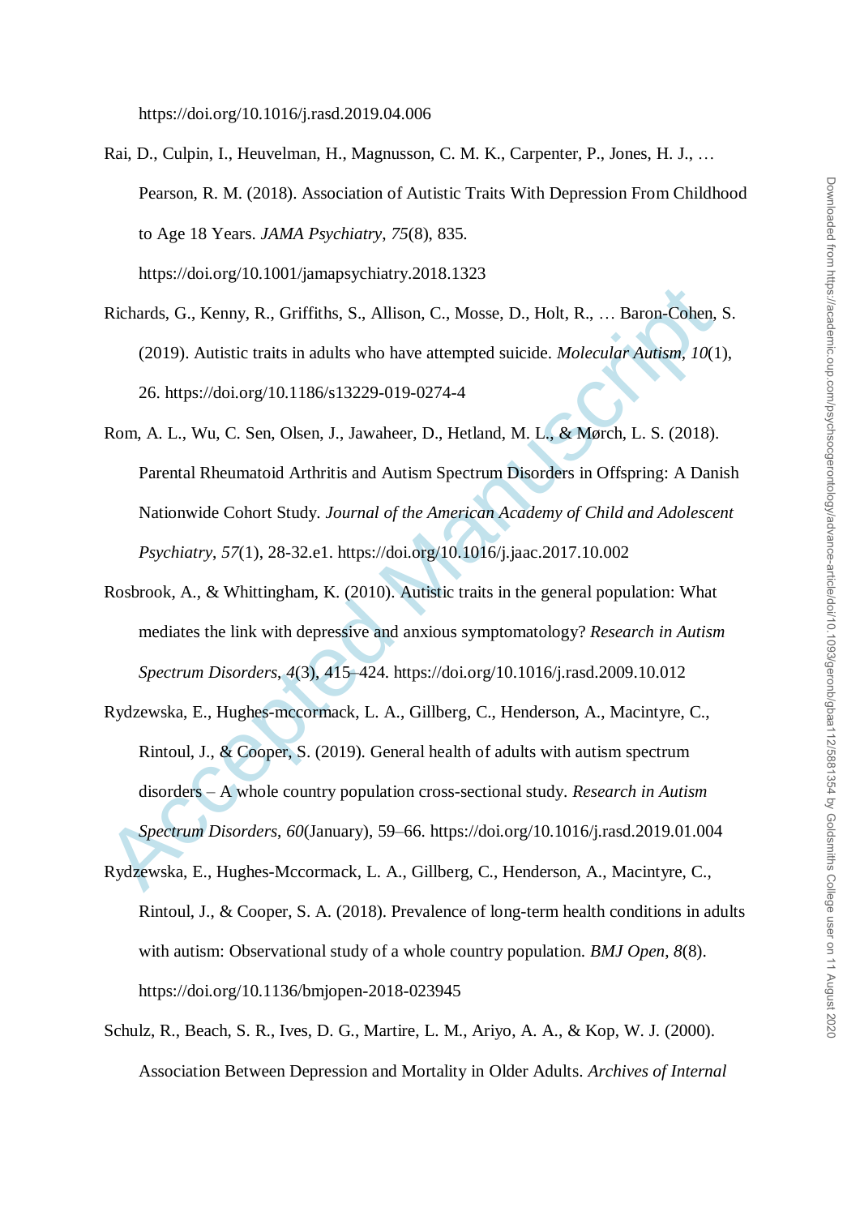https://doi.org/10.1016/j.rasd.2019.04.006

Rai, D., Culpin, I., Heuvelman, H., Magnusson, C. M. K., Carpenter, P., Jones, H. J., … Pearson, R. M. (2018). Association of Autistic Traits With Depression From Childhood to Age 18 Years. *JAMA Psychiatry*, *75*(8), 835. https://doi.org/10.1001/jamapsychiatry.2018.1323

Richards, G., Kenny, R., Griffiths, S., Allison, C., Mosse, D., Holt, R., … Baron-Cohen, S. (2019). Autistic traits in adults who have attempted suicide. *Molecular Autism*, *10*(1), 26. https://doi.org/10.1186/s13229-019-0274-4

Rom, A. L., Wu, C. Sen, Olsen, J., Jawaheer, D., Hetland, M. L., & Mørch, L. S. (2018). Parental Rheumatoid Arthritis and Autism Spectrum Disorders in Offspring: A Danish Nationwide Cohort Study. *Journal of the American Academy of Child and Adolescent Psychiatry*, *57*(1), 28-32.e1. https://doi.org/10.1016/j.jaac.2017.10.002

Rosbrook, A., & Whittingham, K. (2010). Autistic traits in the general population: What mediates the link with depressive and anxious symptomatology? *Research in Autism Spectrum Disorders*, *4*(3), 415–424. https://doi.org/10.1016/j.rasd.2009.10.012

Rydzewska, E., Hughes-mccormack, L. A., Gillberg, C., Henderson, A., Macintyre, C., Rintoul, J., & Cooper, S. (2019). General health of adults with autism spectrum disorders – A whole country population cross-sectional study. *Research in Autism Spectrum Disorders*, *60*(January), 59–66. https://doi.org/10.1016/j.rasd.2019.01.004

Rydzewska, E., Hughes-Mccormack, L. A., Gillberg, C., Henderson, A., Macintyre, C., Rintoul, J., & Cooper, S. A. (2018). Prevalence of long-term health conditions in adults with autism: Observational study of a whole country population. *BMJ Open*, *8*(8). https://doi.org/10.1136/bmjopen-2018-023945

Schulz, R., Beach, S. R., Ives, D. G., Martire, L. M., Ariyo, A. A., & Kop, W. J. (2000). Association Between Depression and Mortality in Older Adults. *Archives of Internal*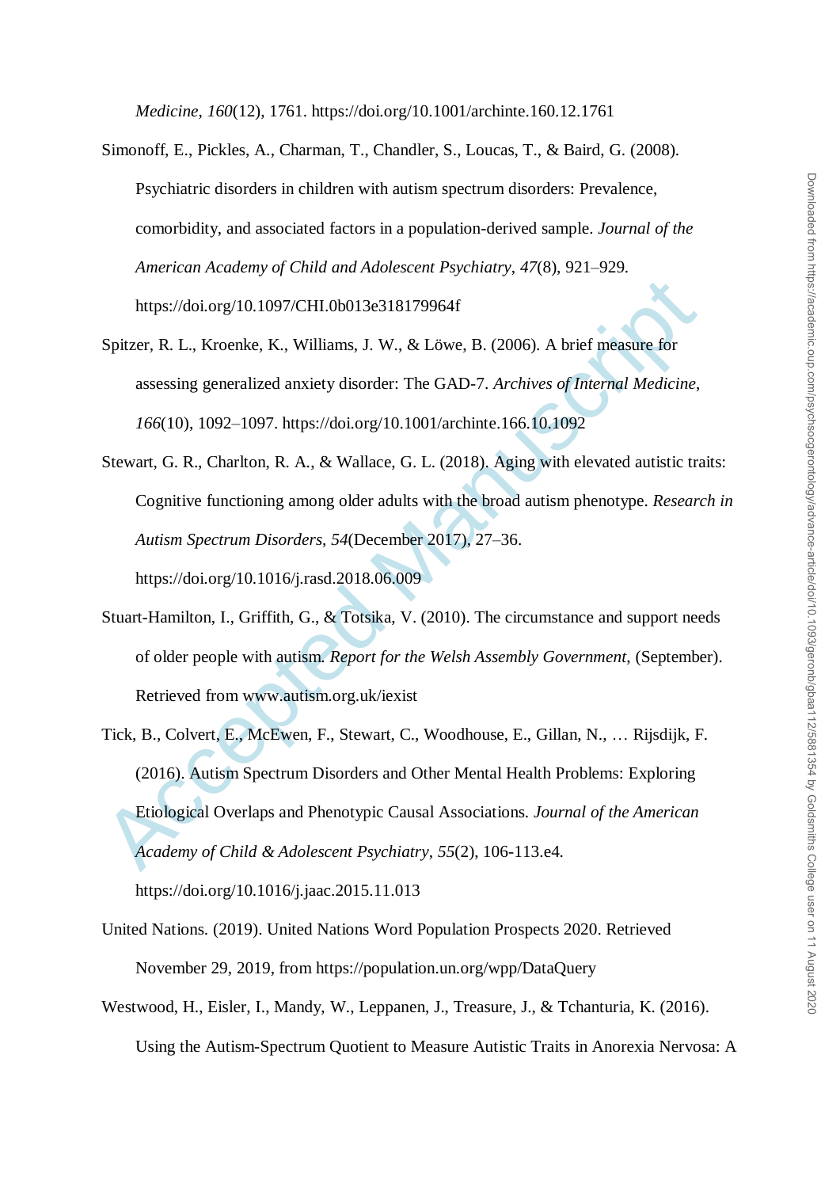*Medicine*, *160*(12), 1761. https://doi.org/10.1001/archinte.160.12.1761

Simonoff, E., Pickles, A., Charman, T., Chandler, S., Loucas, T., & Baird, G. (2008). Psychiatric disorders in children with autism spectrum disorders: Prevalence, comorbidity, and associated factors in a population-derived sample. *Journal of the American Academy of Child and Adolescent Psychiatry*, *47*(8), 921–929. https://doi.org/10.1097/CHI.0b013e318179964f

Spitzer, R. L., Kroenke, K., Williams, J. W., & Löwe, B. (2006). A brief measure for assessing generalized anxiety disorder: The GAD-7. *Archives of Internal Medicine*, *166*(10), 1092–1097. https://doi.org/10.1001/archinte.166.10.1092

Stewart, G. R., Charlton, R. A., & Wallace, G. L. (2018). Aging with elevated autistic traits: Cognitive functioning among older adults with the broad autism phenotype. *Research in Autism Spectrum Disorders*, *54*(December 2017), 27–36. https://doi.org/10.1016/j.rasd.2018.06.009

Stuart-Hamilton, I., Griffith, G., & Totsika, V. (2010). The circumstance and support needs of older people with autism. *Report for the Welsh Assembly Government*, (September). Retrieved from www.autism.org.uk/iexist

Tick, B., Colvert, E., McEwen, F., Stewart, C., Woodhouse, E., Gillan, N., … Rijsdijk, F. (2016). Autism Spectrum Disorders and Other Mental Health Problems: Exploring Etiological Overlaps and Phenotypic Causal Associations. *Journal of the American Academy of Child & Adolescent Psychiatry*, *55*(2), 106-113.e4. https://doi.org/10.1016/j.jaac.2015.11.013

United Nations. (2019). United Nations Word Population Prospects 2020. Retrieved November 29, 2019, from https://population.un.org/wpp/DataQuery

Westwood, H., Eisler, I., Mandy, W., Leppanen, J., Treasure, J., & Tchanturia, K. (2016). Using the Autism-Spectrum Quotient to Measure Autistic Traits in Anorexia Nervosa: A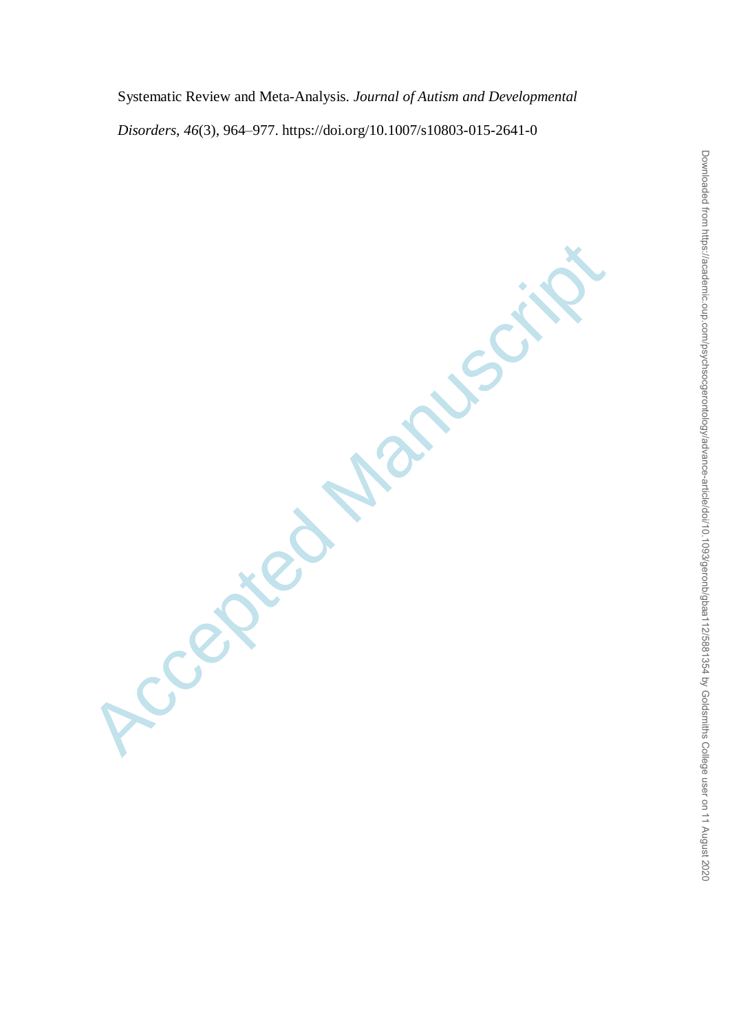Systematic Review and Meta-Analysis. *Journal of Autism and Developmental Disorders*, *46*(3), 964–977. https://doi.org/10.1007/s10803-015-2641-0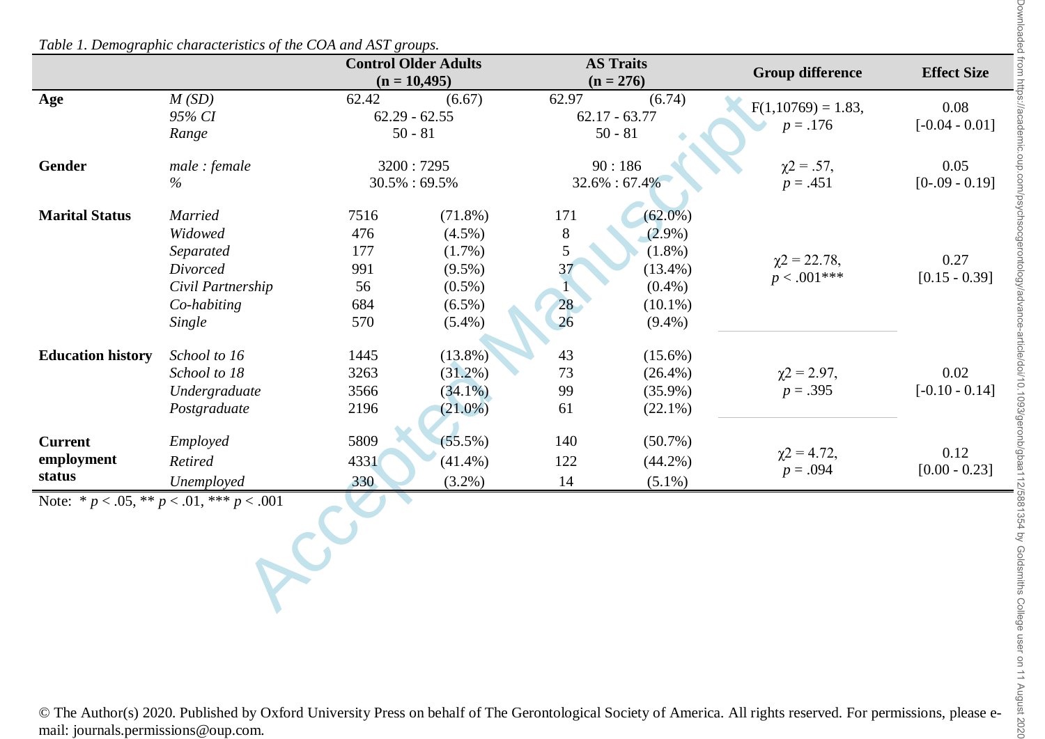*Table 1. Demographic characteristics of the COA and AST groups.*

| | | Control Older Adults (n = 10,495) | | AS Traits (n = 276) | | Group difference | Effect Size |
|---|---|---|---|---|---|---|---|
| **Age** | *M (SD)* | 62.42 | (6.67) | 62.97 | (6.74) | $F(1,10769) = 1.83$, $p = .176$ | 0.08 [-0.04 - 0.01] |
| | *95% CI* | 62.29 - 62.55 | | 62.17 - 63.77 | | | |
| | *Range* | 50 - 81 | | 50 - 81 | | | |
| **Gender** | *male : female* | 3200 : 7295 | | 90 : 186 | | $\chi2 = .57$, $p = .451$ | 0.05 [0-.09 - 0.19] |
| | *%* | 30.5% : 69.5% | | 32.6% : 67.4% | | | |
| **Marital Status** | *Married* | 7516 | (71.8%) | 171 | (62.0%) | $\chi2 = 22.78$, $p < .001$*** | 0.27 [0.15 - 0.39] |
| | *Widowed* | 476 | (4.5%) | 8 | (2.9%) | | |
| | *Separated* | 177 | (1.7%) | 5 | (1.8%) | | |
| | *Divorced* | 991 | (9.5%) | 37 | (13.4%) | | |
| | *Civil Partnership* | 56 | (0.5%) | 1 | (0.4%) | | |
| | *Co-habiting* | 684 | (6.5%) | 28 | (10.1%) | | |
| | *Single* | 570 | (5.4%) | 26 | (9.4%) | | |
| **Education history** | *School to 16* | 1445 | (13.8%) | 43 | (15.6%) | $\chi2 = 2.97$, $p = .395$ | 0.02 [-0.10 - 0.14] |
| | *School to 18* | 3263 | (31.2%) | 73 | (26.4%) | | |
| | *Undergraduate* | 3566 | (34.1%) | 99 | (35.9%) | | |
| | *Postgraduate* | 2196 | (21.0%) | 61 | (22.1%) | | |
| **Current employment status** | *Employed* | 5809 | (55.5%) | 140 | (50.7%) | $\chi2 = 4.72$, $p = .094$ | 0.12 [0.00 - 0.23] |
| | *Retired* | 4331 | (41.4%) | 122 | (44.2%) | | |
| | *Unemployed* | 330 | (3.2%) | 14 | (5.1%) | | |

Note: * $p < .05$, ** $p < .01$, *** $p < .001$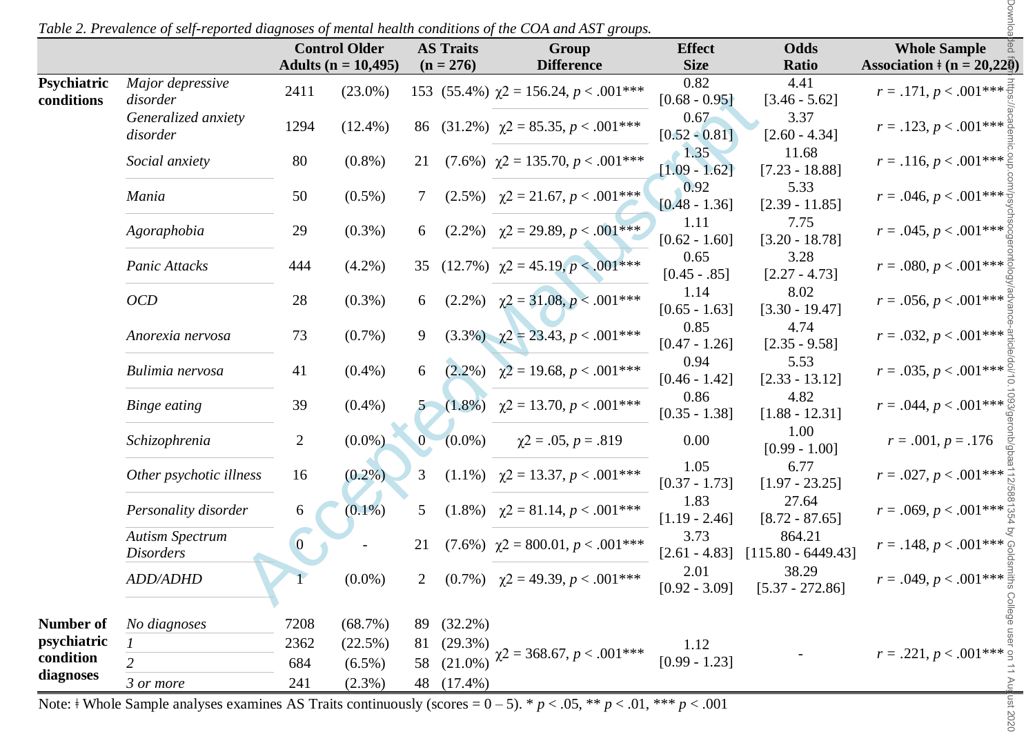*Table 2. Prevalence of self-reported diagnoses of mental health conditions of the COA and AST groups.*

| | | Control Older Adults (n = 10,495) | | AS Traits (n = 276) | | Group Difference | Effect Size | Odds Ratio | Whole Sample Association ǂ (n = 20,220) |
|---|---|---|---|---|---|---|---|---|---|
| **Psychiatric conditions** | *Major depressive disorder* | 2411 | (23.0%) | 153 | (55.4%) | χ2 = 156.24, *p* < .001*** | 0.82 [0.68 - 0.95] | 4.41 [3.46 - 5.62] | *r* = .171, *p* < .001*** |
| | *Generalized anxiety disorder* | 1294 | (12.4%) | 86 | (31.2%) | χ2 = 85.35, *p* < .001*** | 0.67 [0.52 - 0.81] | 3.37 [2.60 - 4.34] | *r* = .123, *p* < .001*** |
| | *Social anxiety* | 80 | (0.8%) | 21 | (7.6%) | χ2 = 135.70, *p* < .001*** | 1.35 [1.09 - 1.62] | 11.68 [7.23 - 18.88] | *r* = .116, *p* < .001*** |
| | *Mania* | 50 | (0.5%) | 7 | (2.5%) | χ2 = 21.67, *p* < .001*** | 0.92 [0.48 - 1.36] | 5.33 [2.39 - 11.85] | *r* = .046, *p* < .001*** |
| | *Agoraphobia* | 29 | (0.3%) | 6 | (2.2%) | χ2 = 29.89, *p* < .001*** | 1.11 [0.62 - 1.60] | 7.75 [3.20 - 18.78] | *r* = .045, *p* < .001*** |
| | *Panic Attacks* | 444 | (4.2%) | 35 | (12.7%) | χ2 = 45.19, *p* < .001*** | 0.65 [0.45 - .85] | 3.28 [2.27 - 4.73] | *r* = .080, *p* < .001*** |
| | *OCD* | 28 | (0.3%) | 6 | (2.2%) | χ2 = 31.08, *p* < .001*** | 1.14 [0.65 - 1.63] | 8.02 [3.30 - 19.47] | *r* = .056, *p* < .001*** |
| | *Anorexia nervosa* | 73 | (0.7%) | 9 | (3.3%) | χ2 = 23.43, *p* < .001*** | 0.85 [0.47 - 1.26] | 4.74 [2.35 - 9.58] | *r* = .032, *p* < .001*** |
| | *Bulimia nervosa* | 41 | (0.4%) | 6 | (2.2%) | χ2 = 19.68, *p* < .001*** | 0.94 [0.46 - 1.42] | 5.53 [2.33 - 13.12] | *r* = .035, *p* < .001*** |
| | *Binge eating* | 39 | (0.4%) | 5 | (1.8%) | χ2 = 13.70, *p* < .001*** | 0.86 [0.35 - 1.38] | 4.82 [1.88 - 12.31] | *r* = .044, *p* < .001*** |
| | *Schizophrenia* | 2 | (0.0%) | 0 | (0.0%) | χ2 = .05, *p* = .819 | 0.00 | 1.00 [0.99 - 1.00] | *r* = .001, *p* = .176 |
| | *Other psychotic illness* | 16 | (0.2%) | 3 | (1.1%) | χ2 = 13.37, *p* < .001*** | 1.05 [0.37 - 1.73] | 6.77 [1.97 - 23.25] | *r* = .027, *p* < .001*** |
| | *Personality disorder* | 6 | (0.1%) | 5 | (1.8%) | χ2 = 81.14, *p* < .001*** | 1.83 [1.19 - 2.46] | 27.64 [8.72 - 87.65] | *r* = .069, *p* < .001*** |
| | *Autism Spectrum Disorders* | 0 | - | 21 | (7.6%) | χ2 = 800.01, *p* < .001*** | 3.73 [2.61 - 4.83] | 864.21 [115.80 - 6449.43] | *r* = .148, *p* < .001*** |
| | *ADD/ADHD* | 1 | (0.0%) | 2 | (0.7%) | χ2 = 49.39, *p* < .001*** | 2.01 [0.92 - 3.09] | 38.29 [5.37 - 272.86] | *r* = .049, *p* < .001*** |
| **Number of psychiatric condition diagnoses** | *No diagnoses* | 7208 | (68.7%) | 89 | (32.2%) | χ2 = 368.67, *p* < .001*** | 1.12 [0.99 - 1.23] | - | *r* = .221, *p* < .001*** |
| | *1* | 2362 | (22.5%) | 81 | (29.3%) | | | | |
| | *2* | 684 | (6.5%) | 58 | (21.0%) | | | | |
| | *3 or more* | 241 | (2.3%) | 48 | (17.4%) | | | | |

Note: ǂ Whole Sample analyses examines AS Traits continuously (scores = 0 – 5). * $p < .05$, ** $p < .01$, *** $p < .001$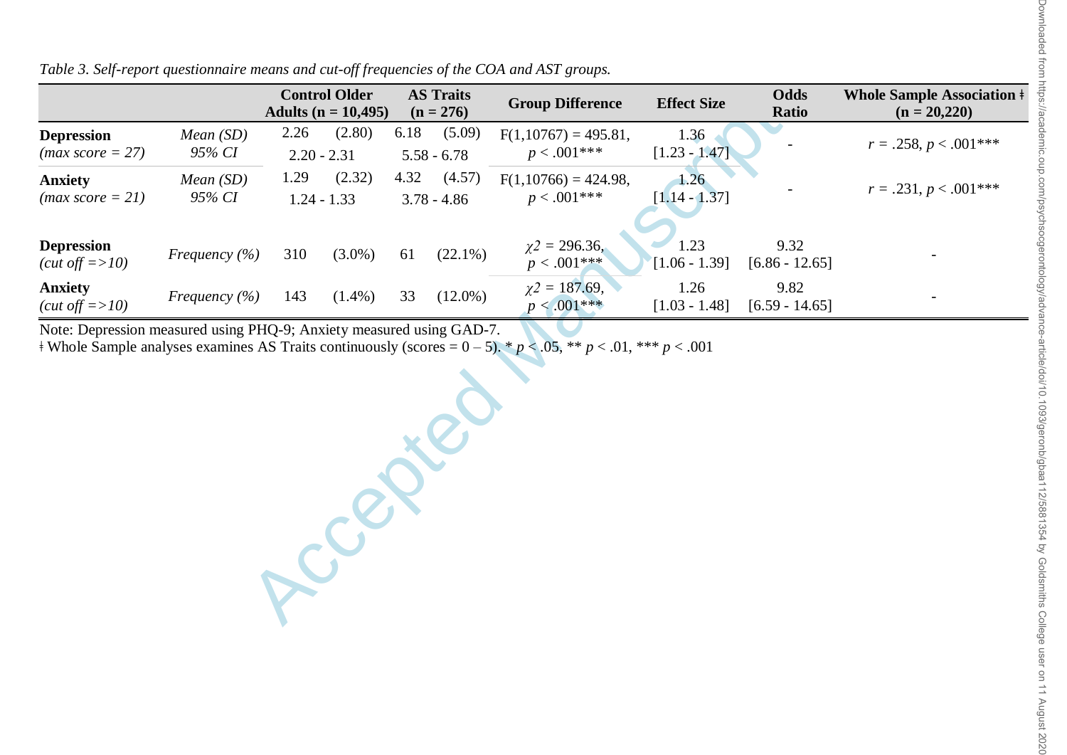*Table 3. Self-report questionnaire means and cut-off frequencies of the COA and AST groups.*

| | | Control Older Adults (n = 10,495) | | AS Traits (n = 276) | | Group Difference | Effect Size | Odds Ratio | Whole Sample Association ǂ (n = 20,220) |
|---|---|---|---|---|---|---|---|---|---|
| **Depression** *(max score = 27)* | *Mean (SD)* *95% CI* | 2.26 2.20 - 2.31 | (2.80) | 6.18 5.58 - 6.78 | (5.09) | F(1,10767) = 495.81, $p < .001$*** | 1.36 [1.23 - 1.47] | - | $r = .258$, $p < .001$*** |
| **Anxiety** *(max score = 21)* | *Mean (SD)* *95% CI* | 1.29 1.24 - 1.33 | (2.32) | 4.32 3.78 - 4.86 | (4.57) | F(1,10766) = 424.98, $p < .001$*** | 1.26 [1.14 - 1.37] | - | $r = .231$, $p < .001$*** |
| **Depression** *(cut off =>10)* | *Frequency (%)* | 310 | (3.0%) | 61 | (22.1%) | $\chi^2 = 296.36$, $p < .001$*** | 1.23 [1.06 - 1.39] | 9.32 [6.86 - 12.65] | - |
| **Anxiety** *(cut off =>10)* | *Frequency (%)* | 143 | (1.4%) | 33 | (12.0%) | $\chi^2 = 187.69$, $p < .001$*** | 1.26 [1.03 - 1.48] | 9.82 [6.59 - 14.65] | - |

Note: Depression measured using PHQ-9; Anxiety measured using GAD-7.

ǂ Whole Sample analyses examines AS Traits continuously (scores = 0 – 5). * $p < .05$, ** $p < .01$, *** $p < .001$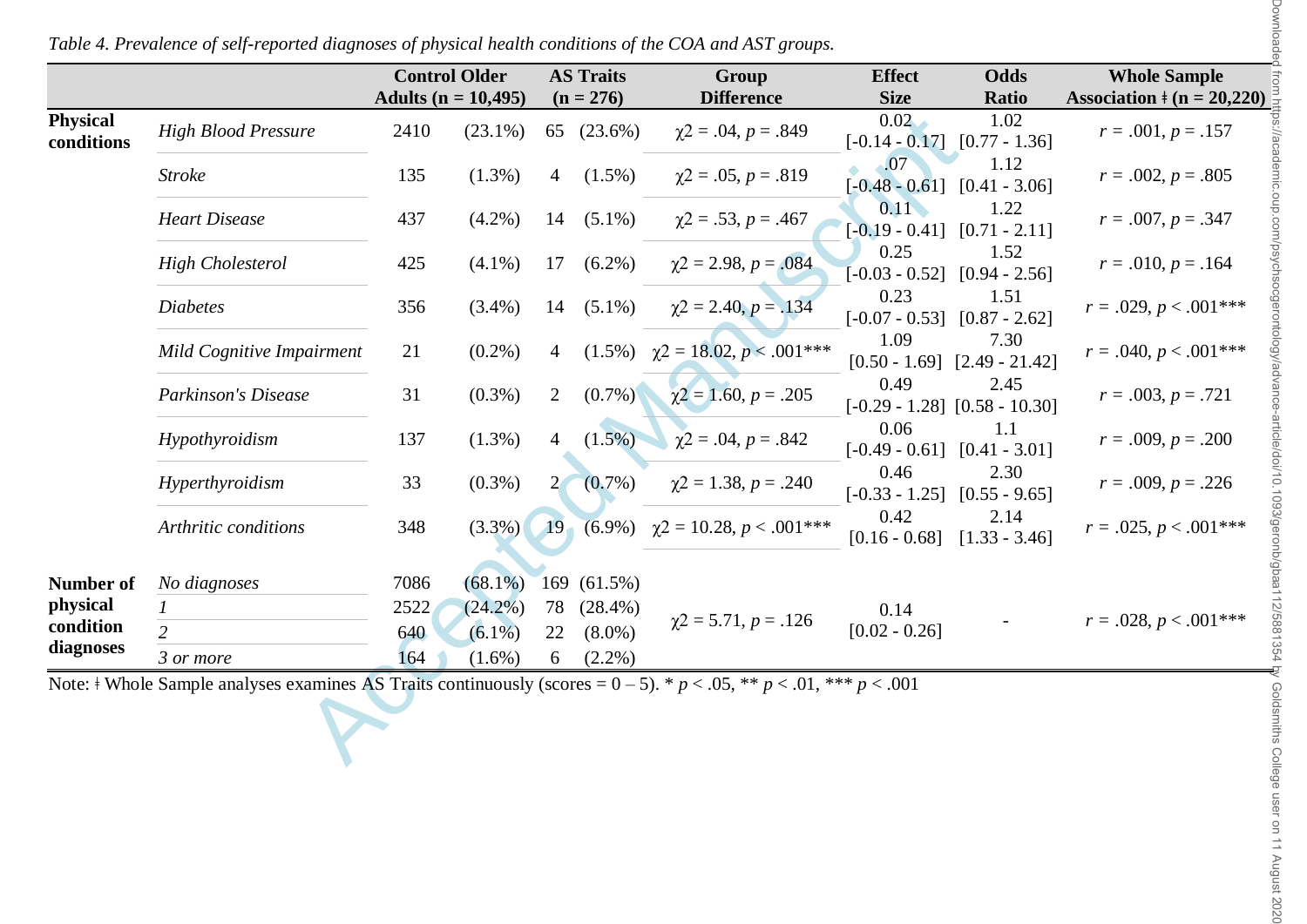*Table 4. Prevalence of self-reported diagnoses of physical health conditions of the COA and AST groups.*

| | | Control Older Adults (n = 10,495) | | AS Traits (n = 276) | | Group Difference | Effect Size | Odds Ratio | Whole Sample Association ǂ (n = 20,220) |
|---|---|---|---|---|---|---|---|---|---|
| **Physical conditions** | *High Blood Pressure* | 2410 | (23.1%) | 65 | (23.6%) | $\chi2$ = .04, $p$ = .849 | 0.02 [-0.14 - 0.17] | 1.02 [0.77 - 1.36] | $r$ = .001, $p$ = .157 |
| | *Stroke* | 135 | (1.3%) | 4 | (1.5%) | $\chi2$ = .05, $p$ = .819 | .07 [-0.48 - 0.61] | 1.12 [0.41 - 3.06] | $r$ = .002, $p$ = .805 |
| | *Heart Disease* | 437 | (4.2%) | 14 | (5.1%) | $\chi2$ = .53, $p$ = .467 | 0.11 [-0.19 - 0.41] | 1.22 [0.71 - 2.11] | $r$ = .007, $p$ = .347 |
| | *High Cholesterol* | 425 | (4.1%) | 17 | (6.2%) | $\chi2$ = 2.98, $p$ = .084 | 0.25 [-0.03 - 0.52] | 1.52 [0.94 - 2.56] | $r$ = .010, $p$ = .164 |
| | *Diabetes* | 356 | (3.4%) | 14 | (5.1%) | $\chi2$ = 2.40, $p$ = .134 | 0.23 [-0.07 - 0.53] | 1.51 [0.87 - 2.62] | $r$ = .029, $p$ < .001*** |
| | *Mild Cognitive Impairment* | 21 | (0.2%) | 4 | (1.5%) | $\chi2$ = 18.02, $p$ < .001*** | 1.09 [0.50 - 1.69] | 7.30 [2.49 - 21.42] | $r$ = .040, $p$ < .001*** |
| | *Parkinson's Disease* | 31 | (0.3%) | 2 | (0.7%) | $\chi2$ = 1.60, $p$ = .205 | 0.49 [-0.29 - 1.28] | 2.45 [0.58 - 10.30] | $r$ = .003, $p$ = .721 |
| | *Hypothyroidism* | 137 | (1.3%) | 4 | (1.5%) | $\chi2$ = .04, $p$ = .842 | 0.06 [-0.49 - 0.61] | 1.1 [0.41 - 3.01] | $r$ = .009, $p$ = .200 |
| | *Hyperthyroidism* | 33 | (0.3%) | 2 | (0.7%) | $\chi2$ = 1.38, $p$ = .240 | 0.46 [-0.33 - 1.25] | 2.30 [0.55 - 9.65] | $r$ = .009, $p$ = .226 |
| | *Arthritic conditions* | 348 | (3.3%) | 19 | (6.9%) | $\chi2$ = 10.28, $p$ < .001*** | 0.42 [0.16 - 0.68] | 2.14 [1.33 - 3.46] | $r$ = .025, $p$ < .001*** |
| **Number of physical condition diagnoses** | *No diagnoses* | 7086 | (68.1%) | 169 | (61.5%) | $\chi2$ = 5.71, $p$ = .126 | 0.14 [0.02 - 0.26] | - | $r$ = .028, $p$ < .001*** |
| | *1* | 2522 | (24.2%) | 78 | (28.4%) | | | | |
| | *2* | 640 | (6.1%) | 22 | (8.0%) | | | | |
| | *3 or more* | 164 | (1.6%) | 6 | (2.2%) | | | | |

Note: ǂ Whole Sample analyses examines AS Traits continuously (scores = 0 – 5). * $p$ < .05, ** $p$ < .01, *** $p$ < .001